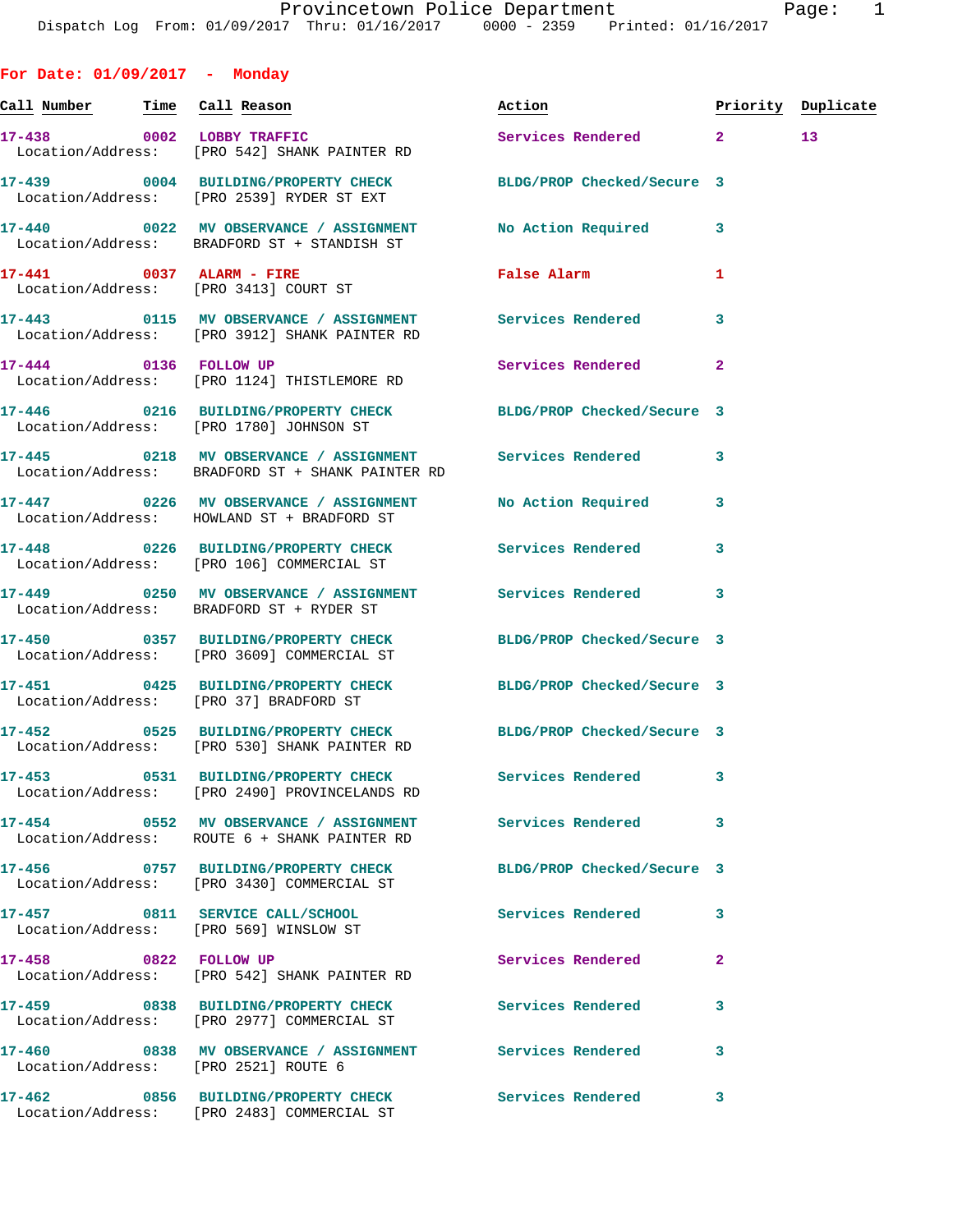Provincetown Police Department
Dispatch Log From: 01/09/2017 Thru: 01/16/2017 0000 - 2359 Printed: 01/16/2017

## For Date: 01/09/2017 - Monday

| Call Number | Time | Call Reason | Action | Priority | Duplicate |
|---|---|---|---|---|---|
| 17-438 | 0002 | LOBBY TRAFFIC | Services Rendered | 2 | 13 |
| Location/Address: | | [PRO 542] SHANK PAINTER RD | | | |
| 17-439 | 0004 | BUILDING/PROPERTY CHECK | BLDG/PROP Checked/Secure | 3 | |
| Location/Address: | | [PRO 2539] RYDER ST EXT | | | |
| 17-440 | 0022 | MV OBSERVANCE / ASSIGNMENT | No Action Required | 3 | |
| Location/Address: | | BRADFORD ST + STANDISH ST | | | |
| 17-441 | 0037 | ALARM - FIRE | False Alarm | 1 | |
| Location/Address: | | [PRO 3413] COURT ST | | | |
| 17-443 | 0115 | MV OBSERVANCE / ASSIGNMENT | Services Rendered | 3 | |
| Location/Address: | | [PRO 3912] SHANK PAINTER RD | | | |
| 17-444 | 0136 | FOLLOW UP | Services Rendered | 2 | |
| Location/Address: | | [PRO 1124] THISTLEMORE RD | | | |
| 17-446 | 0216 | BUILDING/PROPERTY CHECK | BLDG/PROP Checked/Secure | 3 | |
| Location/Address: | | [PRO 1780] JOHNSON ST | | | |
| 17-445 | 0218 | MV OBSERVANCE / ASSIGNMENT | Services Rendered | 3 | |
| Location/Address: | | BRADFORD ST + SHANK PAINTER RD | | | |
| 17-447 | 0226 | MV OBSERVANCE / ASSIGNMENT | No Action Required | 3 | |
| Location/Address: | | HOWLAND ST + BRADFORD ST | | | |
| 17-448 | 0226 | BUILDING/PROPERTY CHECK | Services Rendered | 3 | |
| Location/Address: | | [PRO 106] COMMERCIAL ST | | | |
| 17-449 | 0250 | MV OBSERVANCE / ASSIGNMENT | Services Rendered | 3 | |
| Location/Address: | | BRADFORD ST + RYDER ST | | | |
| 17-450 | 0357 | BUILDING/PROPERTY CHECK | BLDG/PROP Checked/Secure | 3 | |
| Location/Address: | | [PRO 3609] COMMERCIAL ST | | | |
| 17-451 | 0425 | BUILDING/PROPERTY CHECK | BLDG/PROP Checked/Secure | 3 | |
| Location/Address: | | [PRO 37] BRADFORD ST | | | |
| 17-452 | 0525 | BUILDING/PROPERTY CHECK | BLDG/PROP Checked/Secure | 3 | |
| Location/Address: | | [PRO 530] SHANK PAINTER RD | | | |
| 17-453 | 0531 | BUILDING/PROPERTY CHECK | Services Rendered | 3 | |
| Location/Address: | | [PRO 2490] PROVINCELANDS RD | | | |
| 17-454 | 0552 | MV OBSERVANCE / ASSIGNMENT | Services Rendered | 3 | |
| Location/Address: | | ROUTE 6 + SHANK PAINTER RD | | | |
| 17-456 | 0757 | BUILDING/PROPERTY CHECK | BLDG/PROP Checked/Secure | 3 | |
| Location/Address: | | [PRO 3430] COMMERCIAL ST | | | |
| 17-457 | 0811 | SERVICE CALL/SCHOOL | Services Rendered | 3 | |
| Location/Address: | | [PRO 569] WINSLOW ST | | | |
| 17-458 | 0822 | FOLLOW UP | Services Rendered | 2 | |
| Location/Address: | | [PRO 542] SHANK PAINTER RD | | | |
| 17-459 | 0838 | BUILDING/PROPERTY CHECK | Services Rendered | 3 | |
| Location/Address: | | [PRO 2977] COMMERCIAL ST | | | |
| 17-460 | 0838 | MV OBSERVANCE / ASSIGNMENT | Services Rendered | 3 | |
| Location/Address: | | [PRO 2521] ROUTE 6 | | | |
| 17-462 | 0856 | BUILDING/PROPERTY CHECK | Services Rendered | 3 | |
| Location/Address: | | [PRO 2483] COMMERCIAL ST | | | |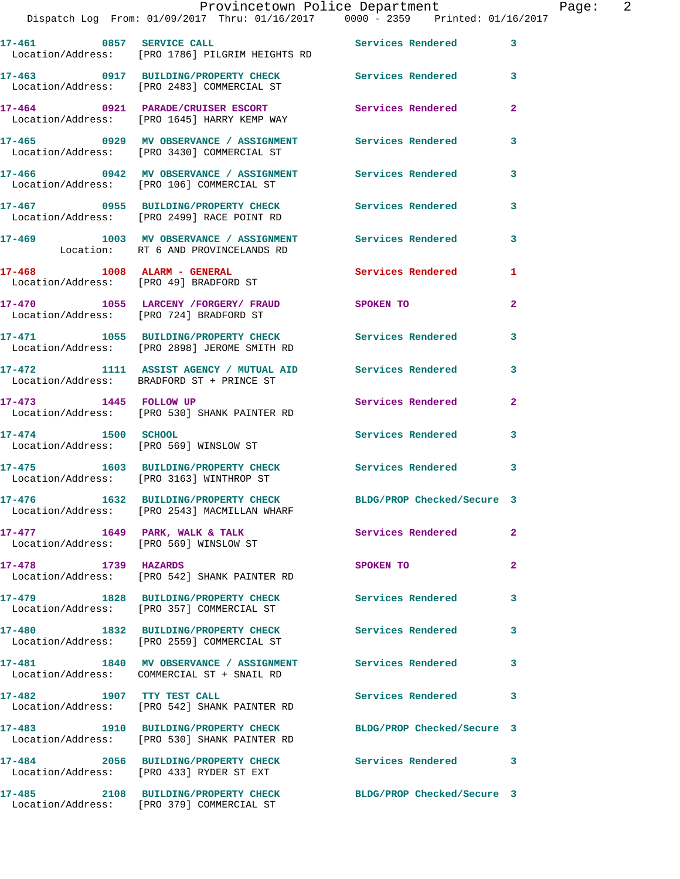17-461 0857 SERVICE CALL Services Rendered 3
Location/Address: [PRO 1786] PILGRIM HEIGHTS RD

17-463 0917 BUILDING/PROPERTY CHECK Services Rendered 3
Location/Address: [PRO 2483] COMMERCIAL ST

17-464 0921 PARADE/CRUISER ESCORT Services Rendered 2
Location/Address: [PRO 1645] HARRY KEMP WAY

17-465 0929 MV OBSERVANCE / ASSIGNMENT Services Rendered 3
Location/Address: [PRO 3430] COMMERCIAL ST

17-466 0942 MV OBSERVANCE / ASSIGNMENT Services Rendered 3
Location/Address: [PRO 106] COMMERCIAL ST

17-467 0955 BUILDING/PROPERTY CHECK Services Rendered 3
Location/Address: [PRO 2499] RACE POINT RD

17-469 1003 MV OBSERVANCE / ASSIGNMENT Services Rendered 3
Location: RT 6 AND PROVINCELANDS RD

17-468 1008 ALARM - GENERAL Services Rendered 1
Location/Address: [PRO 49] BRADFORD ST

17-470 1055 LARCENY /FORGERY/ FRAUD SPOKEN TO 2
Location/Address: [PRO 724] BRADFORD ST

17-471 1055 BUILDING/PROPERTY CHECK Services Rendered 3
Location/Address: [PRO 2898] JEROME SMITH RD

17-472 1111 ASSIST AGENCY / MUTUAL AID Services Rendered 3
Location/Address: BRADFORD ST + PRINCE ST

17-473 1445 FOLLOW UP Services Rendered 2
Location/Address: [PRO 530] SHANK PAINTER RD

17-474 1500 SCHOOL Services Rendered 3
Location/Address: [PRO 569] WINSLOW ST

17-475 1603 BUILDING/PROPERTY CHECK Services Rendered 3
Location/Address: [PRO 3163] WINTHROP ST

17-476 1632 BUILDING/PROPERTY CHECK BLDG/PROP Checked/Secure 3
Location/Address: [PRO 2543] MACMILLAN WHARF

17-477 1649 PARK, WALK & TALK Services Rendered 2
Location/Address: [PRO 569] WINSLOW ST

17-478 1739 HAZARDS SPOKEN TO 2
Location/Address: [PRO 542] SHANK PAINTER RD

17-479 1828 BUILDING/PROPERTY CHECK Services Rendered 3
Location/Address: [PRO 357] COMMERCIAL ST

17-480 1832 BUILDING/PROPERTY CHECK Services Rendered 3
Location/Address: [PRO 2559] COMMERCIAL ST

17-481 1840 MV OBSERVANCE / ASSIGNMENT Services Rendered 3
Location/Address: COMMERCIAL ST + SNAIL RD

17-482 1907 TTY TEST CALL Services Rendered 3
Location/Address: [PRO 542] SHANK PAINTER RD

17-483 1910 BUILDING/PROPERTY CHECK BLDG/PROP Checked/Secure 3
Location/Address: [PRO 530] SHANK PAINTER RD

17-484 2056 BUILDING/PROPERTY CHECK Services Rendered 3
Location/Address: [PRO 433] RYDER ST EXT

17-485 2108 BUILDING/PROPERTY CHECK BLDG/PROP Checked/Secure 3
Location/Address: [PRO 379] COMMERCIAL ST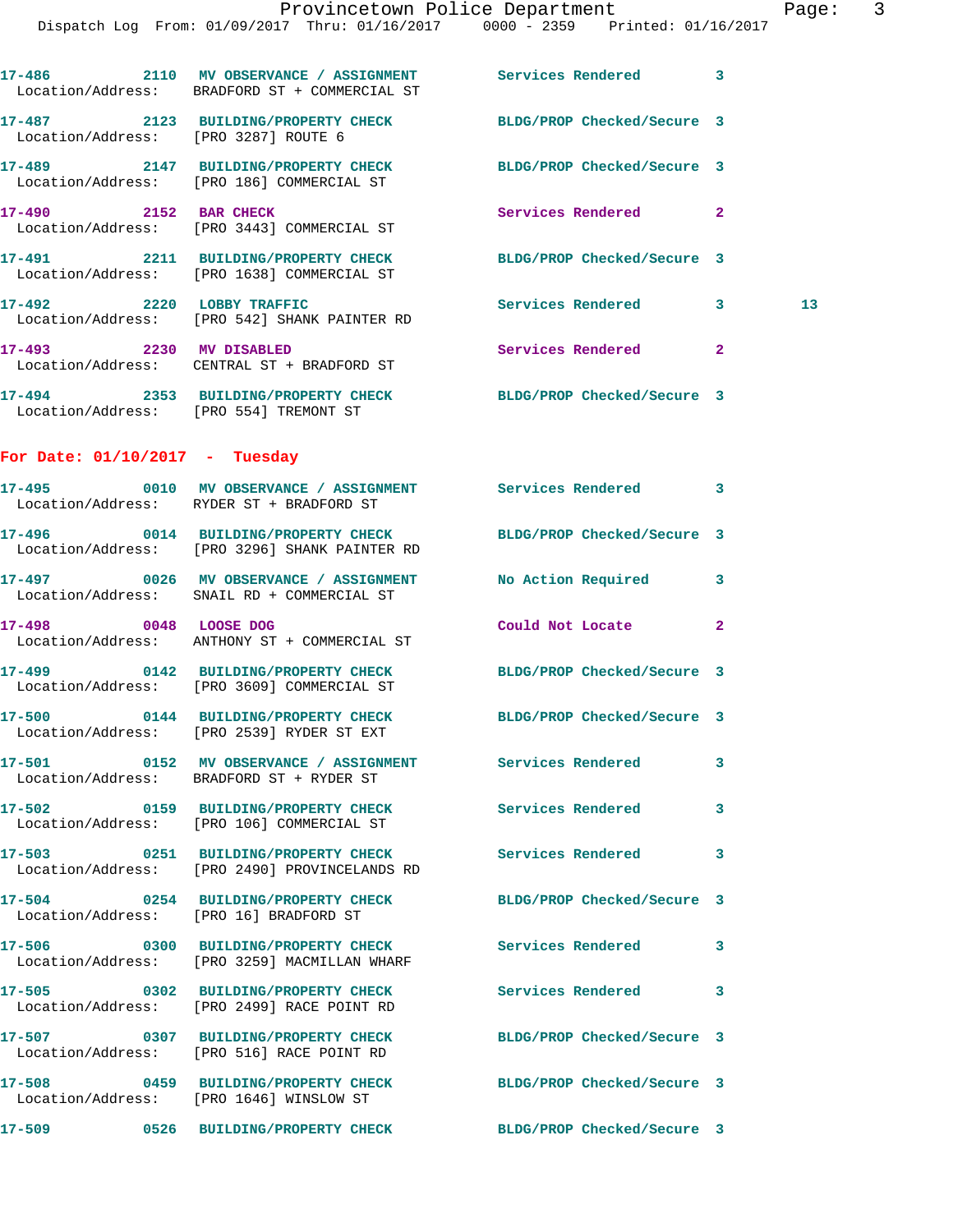17-486 2110 MV OBSERVANCE / ASSIGNMENT Services Rendered 3
Location/Address: BRADFORD ST + COMMERCIAL ST

17-487 2123 BUILDING/PROPERTY CHECK BLDG/PROP Checked/Secure 3
Location/Address: [PRO 3287] ROUTE 6

17-489 2147 BUILDING/PROPERTY CHECK BLDG/PROP Checked/Secure 3
Location/Address: [PRO 186] COMMERCIAL ST

17-490 2152 BAR CHECK Services Rendered 2
Location/Address: [PRO 3443] COMMERCIAL ST

17-491 2211 BUILDING/PROPERTY CHECK BLDG/PROP Checked/Secure 3
Location/Address: [PRO 1638] COMMERCIAL ST

17-492 2220 LOBBY TRAFFIC Services Rendered 3 13
Location/Address: [PRO 542] SHANK PAINTER RD

17-493 2230 MV DISABLED Services Rendered 2
Location/Address: CENTRAL ST + BRADFORD ST

17-494 2353 BUILDING/PROPERTY CHECK BLDG/PROP Checked/Secure 3
Location/Address: [PRO 554] TREMONT ST

**For Date: 01/10/2017 - Tuesday**

17-495 0010 MV OBSERVANCE / ASSIGNMENT Services Rendered 3
Location/Address: RYDER ST + BRADFORD ST

17-496 0014 BUILDING/PROPERTY CHECK BLDG/PROP Checked/Secure 3
Location/Address: [PRO 3296] SHANK PAINTER RD

17-497 0026 MV OBSERVANCE / ASSIGNMENT No Action Required 3
Location/Address: SNAIL RD + COMMERCIAL ST

17-498 0048 LOOSE DOG Could Not Locate 2
Location/Address: ANTHONY ST + COMMERCIAL ST

17-499 0142 BUILDING/PROPERTY CHECK BLDG/PROP Checked/Secure 3
Location/Address: [PRO 3609] COMMERCIAL ST

17-500 0144 BUILDING/PROPERTY CHECK BLDG/PROP Checked/Secure 3
Location/Address: [PRO 2539] RYDER ST EXT

17-501 0152 MV OBSERVANCE / ASSIGNMENT Services Rendered 3
Location/Address: BRADFORD ST + RYDER ST

17-502 0159 BUILDING/PROPERTY CHECK Services Rendered 3
Location/Address: [PRO 106] COMMERCIAL ST

17-503 0251 BUILDING/PROPERTY CHECK Services Rendered 3
Location/Address: [PRO 2490] PROVINCELANDS RD

17-504 0254 BUILDING/PROPERTY CHECK BLDG/PROP Checked/Secure 3
Location/Address: [PRO 16] BRADFORD ST

17-506 0300 BUILDING/PROPERTY CHECK Services Rendered 3
Location/Address: [PRO 3259] MACMILLAN WHARF

17-505 0302 BUILDING/PROPERTY CHECK Services Rendered 3
Location/Address: [PRO 2499] RACE POINT RD

17-507 0307 BUILDING/PROPERTY CHECK BLDG/PROP Checked/Secure 3
Location/Address: [PRO 516] RACE POINT RD

17-508 0459 BUILDING/PROPERTY CHECK BLDG/PROP Checked/Secure 3
Location/Address: [PRO 1646] WINSLOW ST

17-509 0526 BUILDING/PROPERTY CHECK BLDG/PROP Checked/Secure 3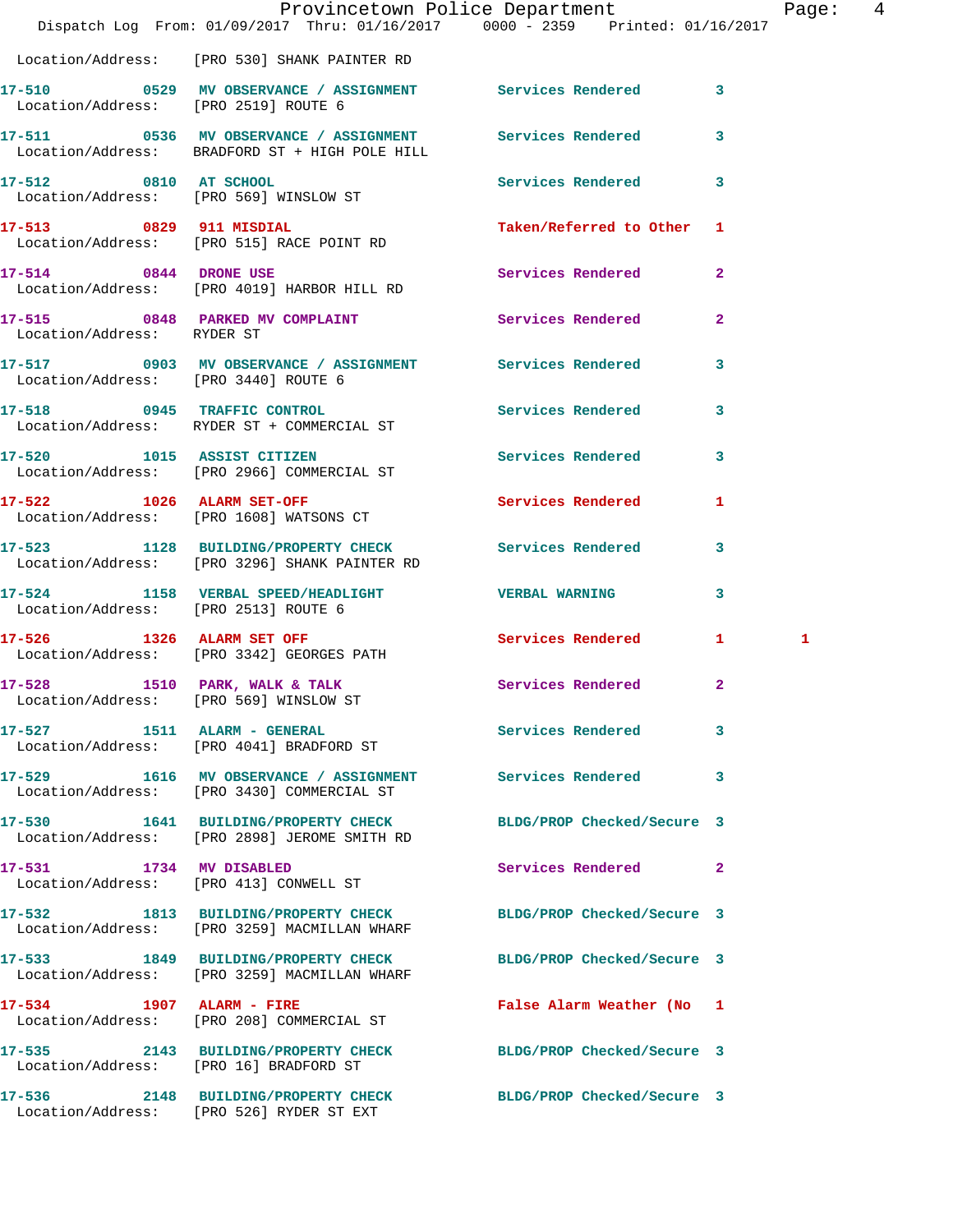Location/Address: [PRO 530] SHANK PAINTER RD

| Call # | Time | Call Reason | Action | Priority | |
|---|---|---|---|---|---|
| 17-510 | 0529 | MV OBSERVATION / ASSIGNMENT | Services Rendered | 3 | |
| | | Location/Address: [PRO 2519] ROUTE 6 | | | |
| 17-511 | 0536 | MV OBSERVATION / ASSIGNMENT | Services Rendered | 3 | |
| | | Location/Address: BRADFORD ST + HIGH POLE HILL | | | |
| 17-512 | 0810 | AT SCHOOL | Services Rendered | 3 | |
| | | Location/Address: [PRO 569] WINSLOW ST | | | |
| 17-513 | 0829 | 911 MISDIAL | Taken/Referred to Other | 1 | |
| | | Location/Address: [PRO 515] RACE POINT RD | | | |
| 17-514 | 0844 | DRONE USE | Services Rendered | 2 | |
| | | Location/Address: [PRO 4019] HARBOR HILL RD | | | |
| 17-515 | 0848 | PARKED MV COMPLAINT | Services Rendered | 2 | |
| | | Location/Address: RYDER ST | | | |
| 17-517 | 0903 | MV OBSERVATION / ASSIGNMENT | Services Rendered | 3 | |
| | | Location/Address: [PRO 3440] ROUTE 6 | | | |
| 17-518 | 0945 | TRAFFIC CONTROL | Services Rendered | 3 | |
| | | Location/Address: RYDER ST + COMMERCIAL ST | | | |
| 17-520 | 1015 | ASSIST CITIZEN | Services Rendered | 3 | |
| | | Location/Address: [PRO 2966] COMMERCIAL ST | | | |
| 17-522 | 1026 | ALARM SET-OFF | Services Rendered | 1 | |
| | | Location/Address: [PRO 1608] WATSONS CT | | | |
| 17-523 | 1128 | BUILDING/PROPERTY CHECK | Services Rendered | 3 | |
| | | Location/Address: [PRO 3296] SHANK PAINTER RD | | | |
| 17-524 | 1158 | VERBAL SPEED/HEADLIGHT | VERBAL WARNING | 3 | |
| | | Location/Address: [PRO 2513] ROUTE 6 | | | |
| 17-526 | 1326 | ALARM SET OFF | Services Rendered | 1 | 1 |
| | | Location/Address: [PRO 3342] GEORGES PATH | | | |
| 17-528 | 1510 | PARK, WALK & TALK | Services Rendered | 2 | |
| | | Location/Address: [PRO 569] WINSLOW ST | | | |
| 17-527 | 1511 | ALARM - GENERAL | Services Rendered | 3 | |
| | | Location/Address: [PRO 4041] BRADFORD ST | | | |
| 17-529 | 1616 | MV OBSERVATION / ASSIGNMENT | Services Rendered | 3 | |
| | | Location/Address: [PRO 3430] COMMERCIAL ST | | | |
| 17-530 | 1641 | BUILDING/PROPERTY CHECK | BLDG/PROP Checked/Secure | 3 | |
| | | Location/Address: [PRO 2898] JEROME SMITH RD | | | |
| 17-531 | 1734 | MV DISABLED | Services Rendered | 2 | |
| | | Location/Address: [PRO 413] CONWELL ST | | | |
| 17-532 | 1813 | BUILDING/PROPERTY CHECK | BLDG/PROP Checked/Secure | 3 | |
| | | Location/Address: [PRO 3259] MACMILLAN WHARF | | | |
| 17-533 | 1849 | BUILDING/PROPERTY CHECK | BLDG/PROP Checked/Secure | 3 | |
| | | Location/Address: [PRO 3259] MACMILLAN WHARF | | | |
| 17-534 | 1907 | ALARM - FIRE | False Alarm Weather (No | 1 | |
| | | Location/Address: [PRO 208] COMMERCIAL ST | | | |
| 17-535 | 2143 | BUILDING/PROPERTY CHECK | BLDG/PROP Checked/Secure | 3 | |
| | | Location/Address: [PRO 16] BRADFORD ST | | | |
| 17-536 | 2148 | BUILDING/PROPERTY CHECK | BLDG/PROP Checked/Secure | 3 | |
| | | Location/Address: [PRO 526] RYDER ST EXT | | | |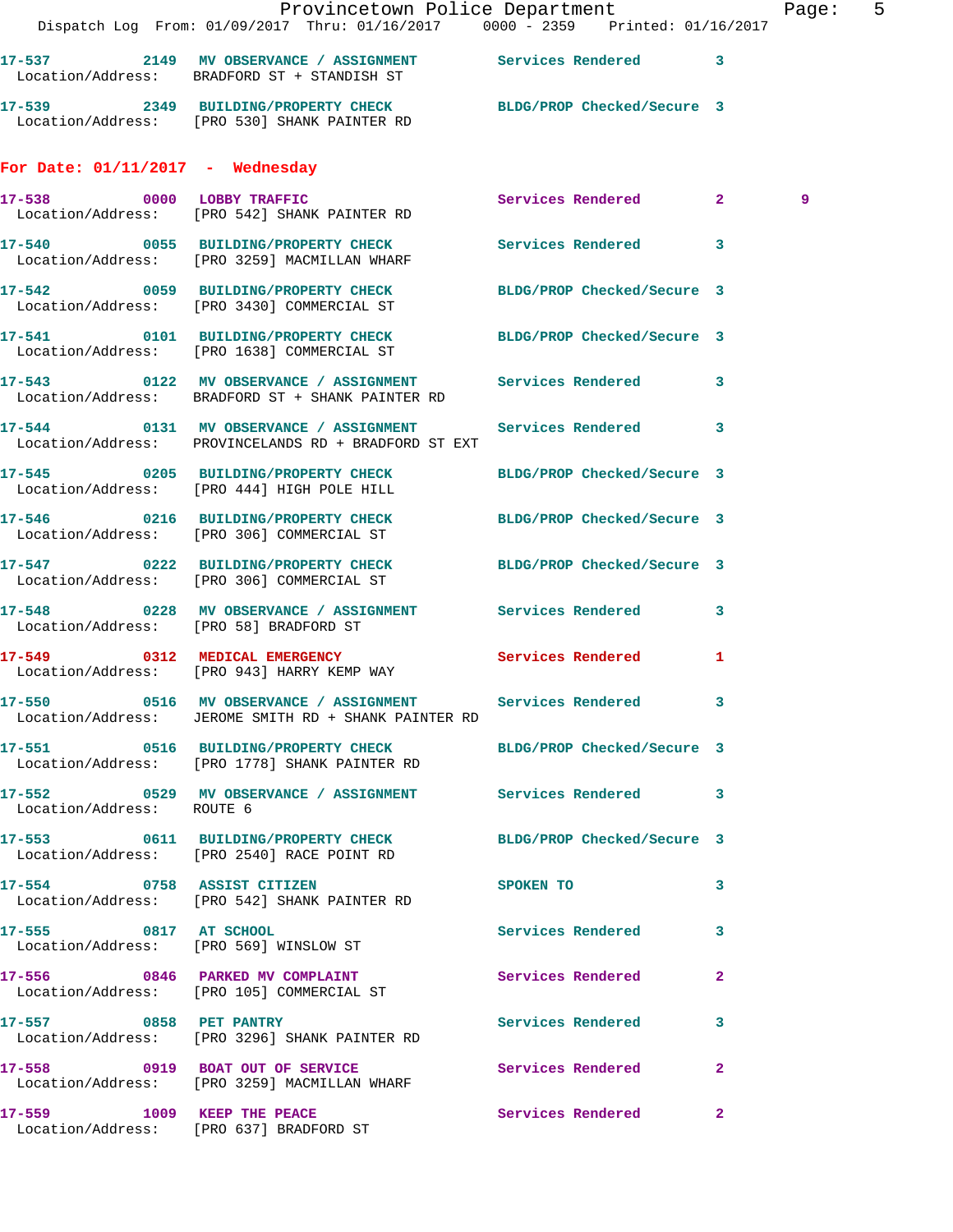17-537 2149 MV OBSERVANCE / ASSIGNMENT Services Rendered 3
Location/Address: BRADFORD ST + STANDISH ST

17-539 2349 BUILDING/PROPERTY CHECK BLDG/PROP Checked/Secure 3
Location/Address: [PRO 530] SHANK PAINTER RD

## For Date: 01/11/2017 - Wednesday

17-538 0000 LOBBY TRAFFIC Services Rendered 2 9
Location/Address: [PRO 542] SHANK PAINTER RD

17-540 0055 BUILDING/PROPERTY CHECK Services Rendered 3
Location/Address: [PRO 3259] MACMILLAN WHARF

17-542 0059 BUILDING/PROPERTY CHECK BLDG/PROP Checked/Secure 3
Location/Address: [PRO 3430] COMMERCIAL ST

17-541 0101 BUILDING/PROPERTY CHECK BLDG/PROP Checked/Secure 3
Location/Address: [PRO 1638] COMMERCIAL ST

17-543 0122 MV OBSERVANCE / ASSIGNMENT Services Rendered 3
Location/Address: BRADFORD ST + SHANK PAINTER RD

17-544 0131 MV OBSERVANCE / ASSIGNMENT Services Rendered 3
Location/Address: PROVINCELANDS RD + BRADFORD ST EXT

17-545 0205 BUILDING/PROPERTY CHECK BLDG/PROP Checked/Secure 3
Location/Address: [PRO 444] HIGH POLE HILL

17-546 0216 BUILDING/PROPERTY CHECK BLDG/PROP Checked/Secure 3
Location/Address: [PRO 306] COMMERCIAL ST

17-547 0222 BUILDING/PROPERTY CHECK BLDG/PROP Checked/Secure 3
Location/Address: [PRO 306] COMMERCIAL ST

17-548 0228 MV OBSERVANCE / ASSIGNMENT Services Rendered 3
Location/Address: [PRO 58] BRADFORD ST

17-549 0312 MEDICAL EMERGENCY Services Rendered 1
Location/Address: [PRO 943] HARRY KEMP WAY

17-550 0516 MV OBSERVANCE / ASSIGNMENT Services Rendered 3
Location/Address: JEROME SMITH RD + SHANK PAINTER RD

17-551 0516 BUILDING/PROPERTY CHECK BLDG/PROP Checked/Secure 3
Location/Address: [PRO 1778] SHANK PAINTER RD

17-552 0529 MV OBSERVANCE / ASSIGNMENT Services Rendered 3
Location/Address: ROUTE 6

17-553 0611 BUILDING/PROPERTY CHECK BLDG/PROP Checked/Secure 3
Location/Address: [PRO 2540] RACE POINT RD

17-554 0758 ASSIST CITIZEN SPOKEN TO 3
Location/Address: [PRO 542] SHANK PAINTER RD

17-555 0817 AT SCHOOL Services Rendered 3
Location/Address: [PRO 569] WINSLOW ST

17-556 0846 PARKED MV COMPLAINT Services Rendered 2
Location/Address: [PRO 105] COMMERCIAL ST

17-557 0858 PET PANTRY Services Rendered 3
Location/Address: [PRO 3296] SHANK PAINTER RD

17-558 0919 BOAT OUT OF SERVICE Services Rendered 2
Location/Address: [PRO 3259] MACMILLAN WHARF

17-559 1009 KEEP THE PEACE Services Rendered 2
Location/Address: [PRO 637] BRADFORD ST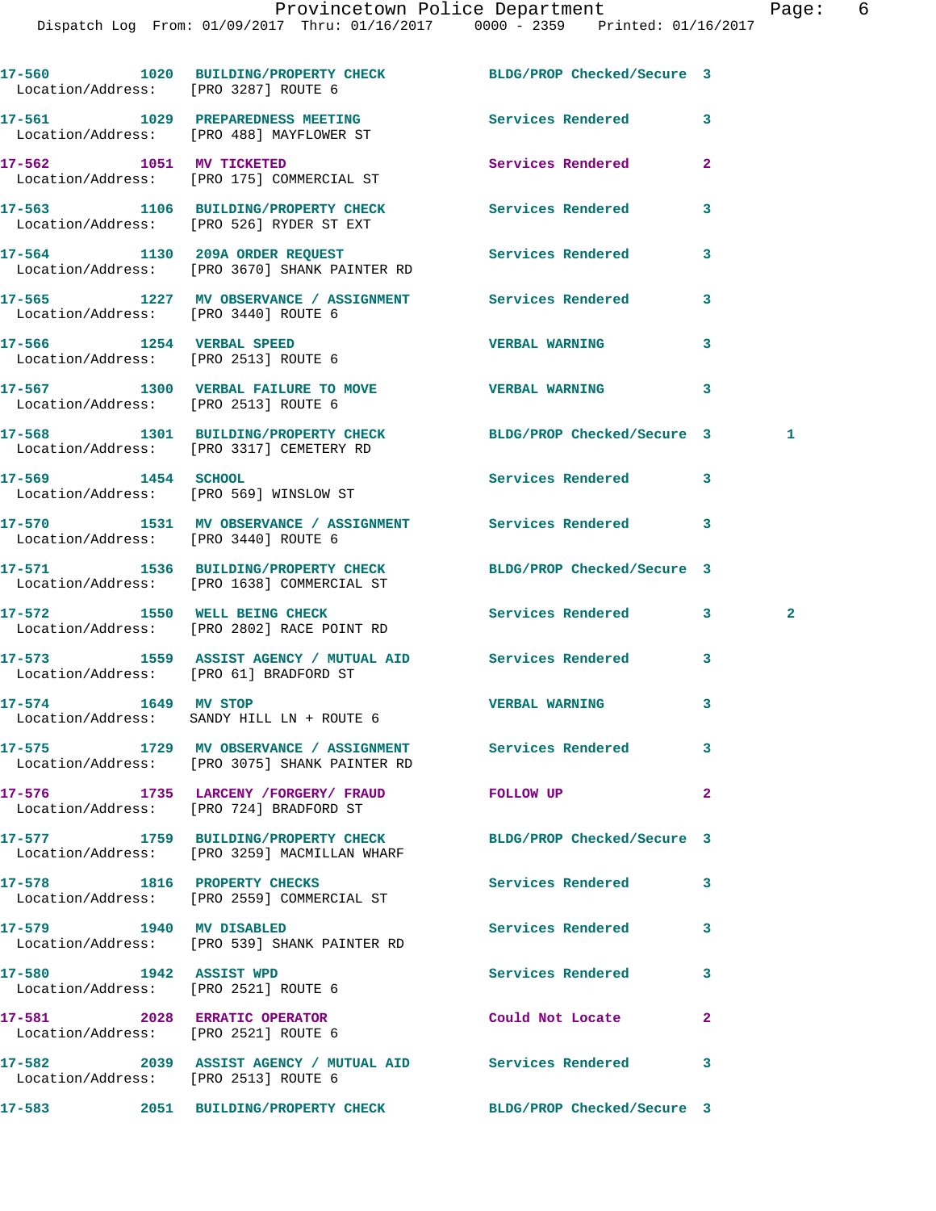17-560 1020 BUILDING/PROPERTY CHECK BLDG/PROP Checked/Secure 3
Location/Address: [PRO 3287] ROUTE 6

17-561 1029 PREPAREDNESS MEETING Services Rendered 3
Location/Address: [PRO 488] MAYFLOWER ST

17-562 1051 MV TICKETED Services Rendered 2
Location/Address: [PRO 175] COMMERCIAL ST

17-563 1106 BUILDING/PROPERTY CHECK Services Rendered 3
Location/Address: [PRO 526] RYDER ST EXT

17-564 1130 209A ORDER REQUEST Services Rendered 3
Location/Address: [PRO 3670] SHANK PAINTER RD

17-565 1227 MV OBSERVANCE / ASSIGNMENT Services Rendered 3
Location/Address: [PRO 3440] ROUTE 6

17-566 1254 VERBAL SPEED VERBAL WARNING 3
Location/Address: [PRO 2513] ROUTE 6

17-567 1300 VERBAL FAILURE TO MOVE VERBAL WARNING 3
Location/Address: [PRO 2513] ROUTE 6

17-568 1301 BUILDING/PROPERTY CHECK BLDG/PROP Checked/Secure 3 1
Location/Address: [PRO 3317] CEMETERY RD

17-569 1454 SCHOOL Services Rendered 3
Location/Address: [PRO 569] WINSLOW ST

17-570 1531 MV OBSERVANCE / ASSIGNMENT Services Rendered 3
Location/Address: [PRO 3440] ROUTE 6

17-571 1536 BUILDING/PROPERTY CHECK BLDG/PROP Checked/Secure 3
Location/Address: [PRO 1638] COMMERCIAL ST

17-572 1550 WELL BEING CHECK Services Rendered 3 2
Location/Address: [PRO 2802] RACE POINT RD

17-573 1559 ASSIST AGENCY / MUTUAL AID Services Rendered 3
Location/Address: [PRO 61] BRADFORD ST

17-574 1649 MV STOP VERBAL WARNING 3
Location/Address: SANDY HILL LN + ROUTE 6

17-575 1729 MV OBSERVANCE / ASSIGNMENT Services Rendered 3
Location/Address: [PRO 3075] SHANK PAINTER RD

17-576 1735 LARCENY /FORGERY/ FRAUD FOLLOW UP 2
Location/Address: [PRO 724] BRADFORD ST

17-577 1759 BUILDING/PROPERTY CHECK BLDG/PROP Checked/Secure 3
Location/Address: [PRO 3259] MACMILLAN WHARF

17-578 1816 PROPERTY CHECKS Services Rendered 3
Location/Address: [PRO 2559] COMMERCIAL ST

17-579 1940 MV DISABLED Services Rendered 3
Location/Address: [PRO 539] SHANK PAINTER RD

17-580 1942 ASSIST WPD Services Rendered 3
Location/Address: [PRO 2521] ROUTE 6

17-581 2028 ERRATIC OPERATOR Could Not Locate 2
Location/Address: [PRO 2521] ROUTE 6

17-582 2039 ASSIST AGENCY / MUTUAL AID Services Rendered 3
Location/Address: [PRO 2513] ROUTE 6

17-583 2051 BUILDING/PROPERTY CHECK BLDG/PROP Checked/Secure 3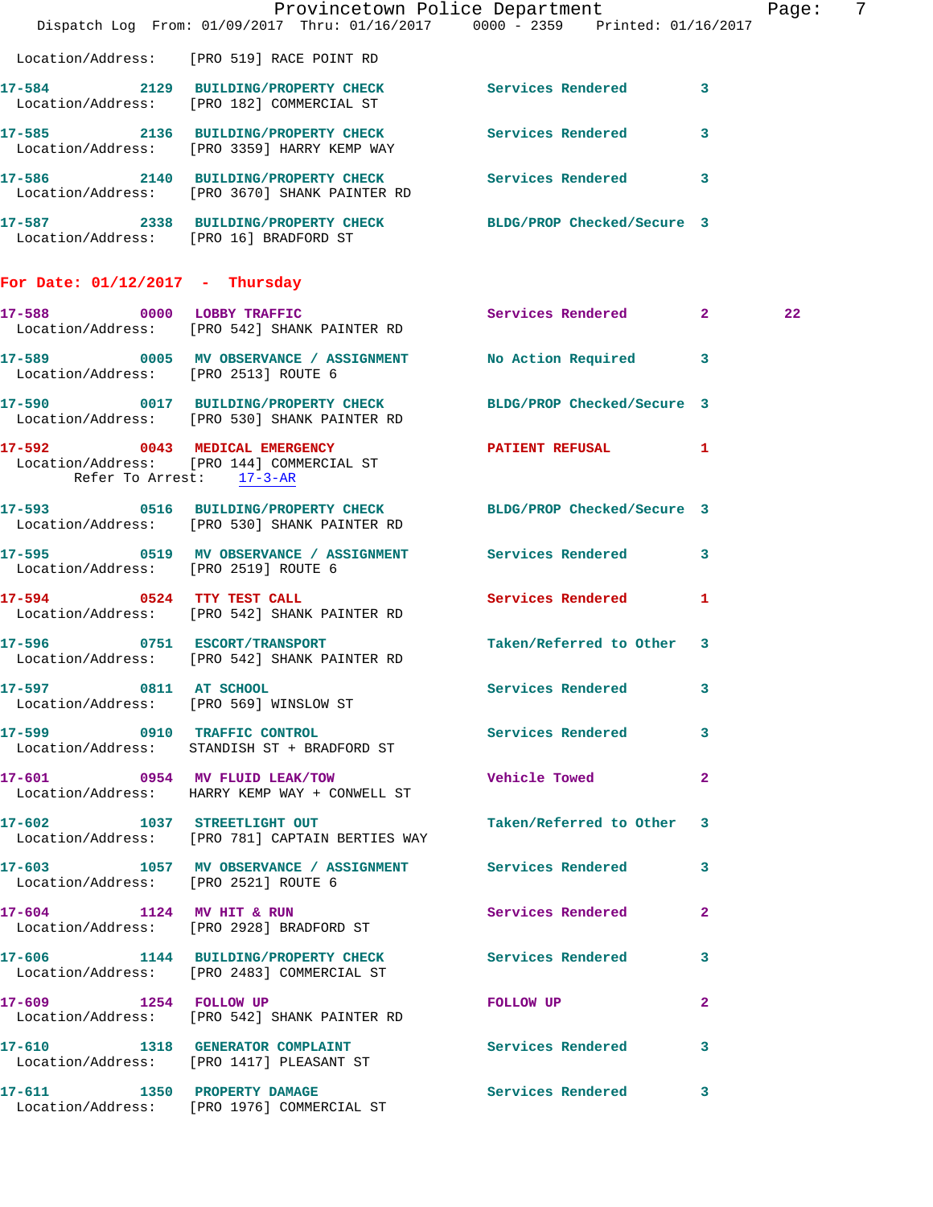Location/Address: [PRO 519] RACE POINT RD

**17-584** 2129 **BUILDING/PROPERTY CHECK** Services Rendered 3
Location/Address: [PRO 182] COMMERCIAL ST

**17-585** 2136 **BUILDING/PROPERTY CHECK** Services Rendered 3
Location/Address: [PRO 3359] HARRY KEMP WAY

**17-586** 2140 **BUILDING/PROPERTY CHECK** Services Rendered 3
Location/Address: [PRO 3670] SHANK PAINTER RD

**17-587** 2338 **BUILDING/PROPERTY CHECK** BLDG/PROP Checked/Secure 3
Location/Address: [PRO 16] BRADFORD ST

## For Date: 01/12/2017 - Thursday

**17-588** 0000 **LOBBY TRAFFIC** Services Rendered 2 22
Location/Address: [PRO 542] SHANK PAINTER RD

**17-589** 0005 **MV OBSERVANCE / ASSIGNMENT** No Action Required 3
Location/Address: [PRO 2513] ROUTE 6

**17-590** 0017 **BUILDING/PROPERTY CHECK** BLDG/PROP Checked/Secure 3
Location/Address: [PRO 530] SHANK PAINTER RD

**17-592** 0043 **MEDICAL EMERGENCY** PATIENT REFUSAL 1
Location/Address: [PRO 144] COMMERCIAL ST
Refer To Arrest: 17-3-AR

**17-593** 0516 **BUILDING/PROPERTY CHECK** BLDG/PROP Checked/Secure 3
Location/Address: [PRO 530] SHANK PAINTER RD

**17-595** 0519 **MV OBSERVANCE / ASSIGNMENT** Services Rendered 3
Location/Address: [PRO 2519] ROUTE 6

**17-594** 0524 **TTY TEST CALL** Services Rendered 1
Location/Address: [PRO 542] SHANK PAINTER RD

**17-596** 0751 **ESCORT/TRANSPORT** Taken/Referred to Other 3
Location/Address: [PRO 542] SHANK PAINTER RD

**17-597** 0811 **AT SCHOOL** Services Rendered 3
Location/Address: [PRO 569] WINSLOW ST

**17-599** 0910 **TRAFFIC CONTROL** Services Rendered 3
Location/Address: STANDISH ST + BRADFORD ST

**17-601** 0954 **MV FLUID LEAK/TOW** Vehicle Towed 2
Location/Address: HARRY KEMP WAY + CONWELL ST

**17-602** 1037 **STREETLIGHT OUT** Taken/Referred to Other 3
Location/Address: [PRO 781] CAPTAIN BERTIES WAY

**17-603** 1057 **MV OBSERVANCE / ASSIGNMENT** Services Rendered 3
Location/Address: [PRO 2521] ROUTE 6

**17-604** 1124 **MV HIT & RUN** Services Rendered 2
Location/Address: [PRO 2928] BRADFORD ST

**17-606** 1144 **BUILDING/PROPERTY CHECK** Services Rendered 3
Location/Address: [PRO 2483] COMMERCIAL ST

**17-609** 1254 **FOLLOW UP** FOLLOW UP 2
Location/Address: [PRO 542] SHANK PAINTER RD

**17-610** 1318 **GENERATOR COMPLAINT** Services Rendered 3
Location/Address: [PRO 1417] PLEASANT ST

**17-611** 1350 **PROPERTY DAMAGE** Services Rendered 3
Location/Address: [PRO 1976] COMMERCIAL ST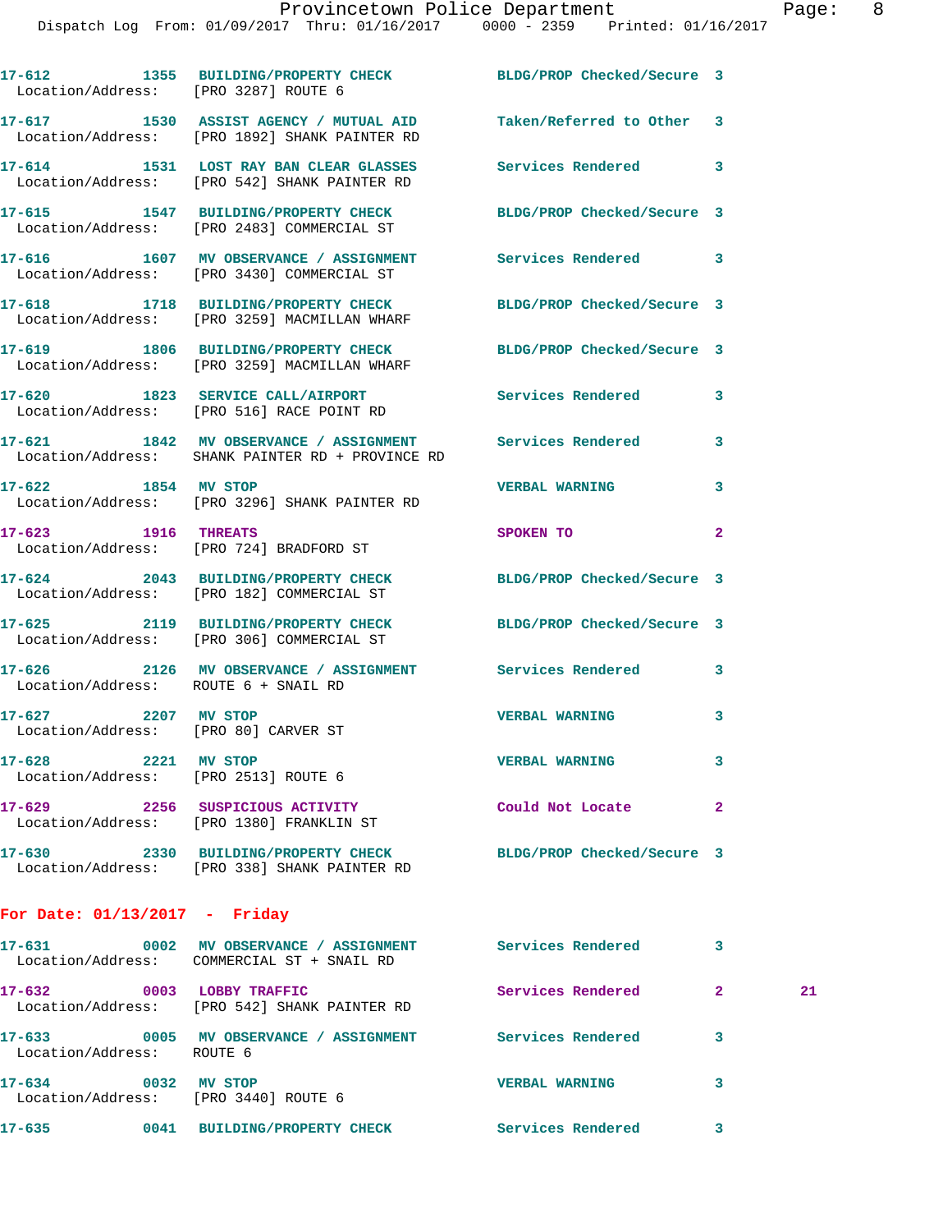17-612 1355 BUILDING/PROPERTY CHECK BLDG/PROP Checked/Secure 3
Location/Address: [PRO 3287] ROUTE 6

17-617 1530 ASSIST AGENCY / MUTUAL AID Taken/Referred to Other 3
Location/Address: [PRO 1892] SHANK PAINTER RD

17-614 1531 LOST RAY BAN CLEAR GLASSES Services Rendered 3
Location/Address: [PRO 542] SHANK PAINTER RD

17-615 1547 BUILDING/PROPERTY CHECK BLDG/PROP Checked/Secure 3
Location/Address: [PRO 2483] COMMERCIAL ST

17-616 1607 MV OBSERVANCE / ASSIGNMENT Services Rendered 3
Location/Address: [PRO 3430] COMMERCIAL ST

17-618 1718 BUILDING/PROPERTY CHECK BLDG/PROP Checked/Secure 3
Location/Address: [PRO 3259] MACMILLAN WHARF

17-619 1806 BUILDING/PROPERTY CHECK BLDG/PROP Checked/Secure 3
Location/Address: [PRO 3259] MACMILLAN WHARF

17-620 1823 SERVICE CALL/AIRPORT Services Rendered 3
Location/Address: [PRO 516] RACE POINT RD

17-621 1842 MV OBSERVANCE / ASSIGNMENT Services Rendered 3
Location/Address: SHANK PAINTER RD + PROVINCE RD

17-622 1854 MV STOP VERBAL WARNING 3
Location/Address: [PRO 3296] SHANK PAINTER RD

17-623 1916 THREATS SPOKEN TO 2
Location/Address: [PRO 724] BRADFORD ST

17-624 2043 BUILDING/PROPERTY CHECK BLDG/PROP Checked/Secure 3
Location/Address: [PRO 182] COMMERCIAL ST

17-625 2119 BUILDING/PROPERTY CHECK BLDG/PROP Checked/Secure 3
Location/Address: [PRO 306] COMMERCIAL ST

17-626 2126 MV OBSERVANCE / ASSIGNMENT Services Rendered 3
Location/Address: ROUTE 6 + SNAIL RD

17-627 2207 MV STOP VERBAL WARNING 3
Location/Address: [PRO 80] CARVER ST

17-628 2221 MV STOP VERBAL WARNING 3
Location/Address: [PRO 2513] ROUTE 6

17-629 2256 SUSPICIOUS ACTIVITY Could Not Locate 2
Location/Address: [PRO 1380] FRANKLIN ST

17-630 2330 BUILDING/PROPERTY CHECK BLDG/PROP Checked/Secure 3
Location/Address: [PRO 338] SHANK PAINTER RD

## For Date: 01/13/2017 - Friday

17-631 0002 MV OBSERVANCE / ASSIGNMENT Services Rendered 3
Location/Address: COMMERCIAL ST + SNAIL RD

17-632 0003 LOBBY TRAFFIC Services Rendered 2 21
Location/Address: [PRO 542] SHANK PAINTER RD

17-633 0005 MV OBSERVANCE / ASSIGNMENT Services Rendered 3
Location/Address: ROUTE 6

17-634 0032 MV STOP VERBAL WARNING 3
Location/Address: [PRO 3440] ROUTE 6

17-635 0041 BUILDING/PROPERTY CHECK Services Rendered 3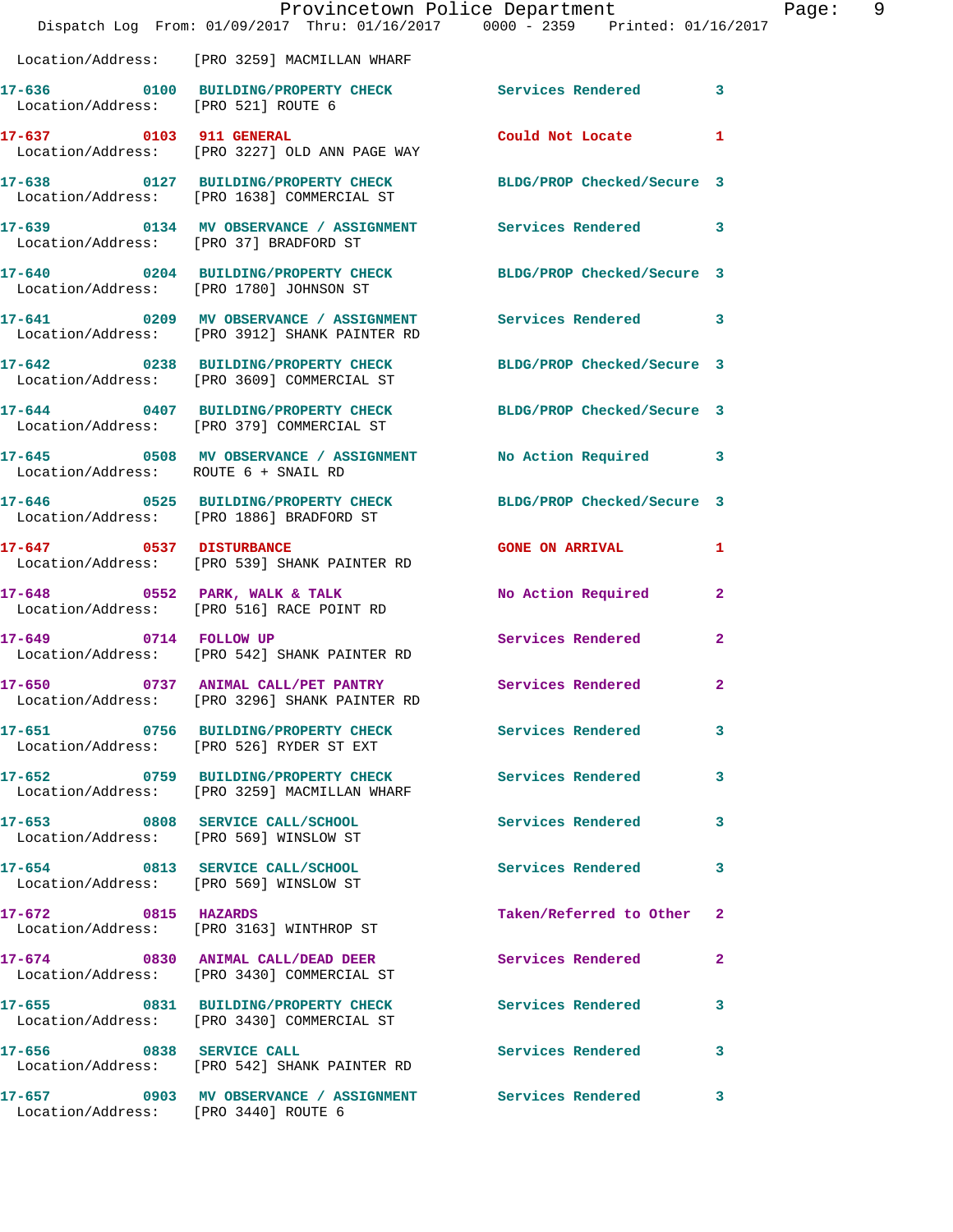Location/Address: [PRO 3259] MACMILLAN WHARF

| Call # | Time | Call Type | Disposition | Priority |
|---|---|---|---|---|
| 17-636 | 0100 | BUILDING/PROPERTY CHECK | Services Rendered | 3 |
| | | Location/Address: [PRO 521] ROUTE 6 | | |
| 17-637 | 0103 | 911 GENERAL | Could Not Locate | 1 |
| | | Location/Address: [PRO 3227] OLD ANN PAGE WAY | | |
| 17-638 | 0127 | BUILDING/PROPERTY CHECK | BLDG/PROP Checked/Secure | 3 |
| | | Location/Address: [PRO 1638] COMMERCIAL ST | | |
| 17-639 | 0134 | MV OBSERVANCE / ASSIGNMENT | Services Rendered | 3 |
| | | Location/Address: [PRO 37] BRADFORD ST | | |
| 17-640 | 0204 | BUILDING/PROPERTY CHECK | BLDG/PROP Checked/Secure | 3 |
| | | Location/Address: [PRO 1780] JOHNSON ST | | |
| 17-641 | 0209 | MV OBSERVANCE / ASSIGNMENT | Services Rendered | 3 |
| | | Location/Address: [PRO 3912] SHANK PAINTER RD | | |
| 17-642 | 0238 | BUILDING/PROPERTY CHECK | BLDG/PROP Checked/Secure | 3 |
| | | Location/Address: [PRO 3609] COMMERCIAL ST | | |
| 17-644 | 0407 | BUILDING/PROPERTY CHECK | BLDG/PROP Checked/Secure | 3 |
| | | Location/Address: [PRO 379] COMMERCIAL ST | | |
| 17-645 | 0508 | MV OBSERVANCE / ASSIGNMENT | No Action Required | 3 |
| | | Location/Address: ROUTE 6 + SNAIL RD | | |
| 17-646 | 0525 | BUILDING/PROPERTY CHECK | BLDG/PROP Checked/Secure | 3 |
| | | Location/Address: [PRO 1886] BRADFORD ST | | |
| 17-647 | 0537 | DISTURBANCE | GONE ON ARRIVAL | 1 |
| | | Location/Address: [PRO 539] SHANK PAINTER RD | | |
| 17-648 | 0552 | PARK, WALK & TALK | No Action Required | 2 |
| | | Location/Address: [PRO 516] RACE POINT RD | | |
| 17-649 | 0714 | FOLLOW UP | Services Rendered | 2 |
| | | Location/Address: [PRO 542] SHANK PAINTER RD | | |
| 17-650 | 0737 | ANIMAL CALL/PET PANTRY | Services Rendered | 2 |
| | | Location/Address: [PRO 3296] SHANK PAINTER RD | | |
| 17-651 | 0756 | BUILDING/PROPERTY CHECK | Services Rendered | 3 |
| | | Location/Address: [PRO 526] RYDER ST EXT | | |
| 17-652 | 0759 | BUILDING/PROPERTY CHECK | Services Rendered | 3 |
| | | Location/Address: [PRO 3259] MACMILLAN WHARF | | |
| 17-653 | 0808 | SERVICE CALL/SCHOOL | Services Rendered | 3 |
| | | Location/Address: [PRO 569] WINSLOW ST | | |
| 17-654 | 0813 | SERVICE CALL/SCHOOL | Services Rendered | 3 |
| | | Location/Address: [PRO 569] WINSLOW ST | | |
| 17-672 | 0815 | HAZARDS | Taken/Referred to Other | 2 |
| | | Location/Address: [PRO 3163] WINTHROP ST | | |
| 17-674 | 0830 | ANIMAL CALL/DEAD DEER | Services Rendered | 2 |
| | | Location/Address: [PRO 3430] COMMERCIAL ST | | |
| 17-655 | 0831 | BUILDING/PROPERTY CHECK | Services Rendered | 3 |
| | | Location/Address: [PRO 3430] COMMERCIAL ST | | |
| 17-656 | 0838 | SERVICE CALL | Services Rendered | 3 |
| | | Location/Address: [PRO 542] SHANK PAINTER RD | | |
| 17-657 | 0903 | MV OBSERVANCE / ASSIGNMENT | Services Rendered | 3 |
| | | Location/Address: [PRO 3440] ROUTE 6 | | |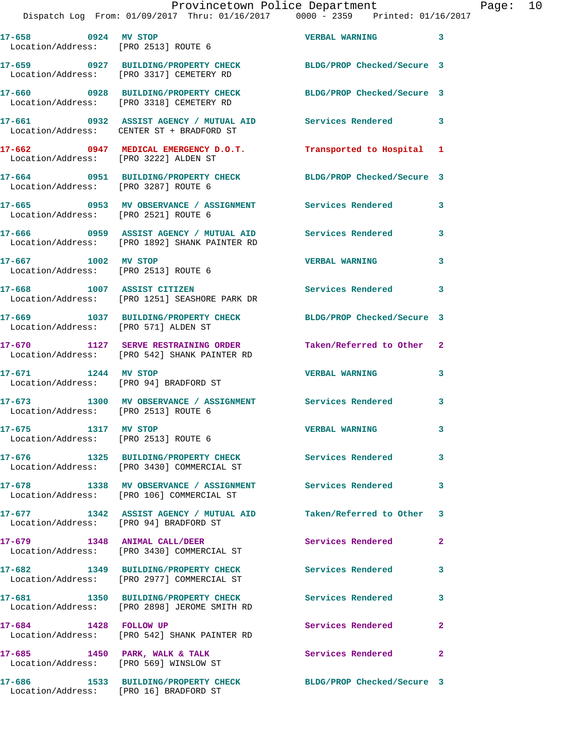17-658 0924 MV STOP VERBAL WARNING 3
Location/Address: [PRO 2513] ROUTE 6

17-659 0927 BUILDING/PROPERTY CHECK BLDG/PROP Checked/Secure 3
Location/Address: [PRO 3317] CEMETERY RD

17-660 0928 BUILDING/PROPERTY CHECK BLDG/PROP Checked/Secure 3
Location/Address: [PRO 3318] CEMETERY RD

17-661 0932 ASSIST AGENCY / MUTUAL AID Services Rendered 3
Location/Address: CENTER ST + BRADFORD ST

17-662 0947 MEDICAL EMERGENCY D.O.T. Transported to Hospital 1
Location/Address: [PRO 3222] ALDEN ST

17-664 0951 BUILDING/PROPERTY CHECK BLDG/PROP Checked/Secure 3
Location/Address: [PRO 3287] ROUTE 6

17-665 0953 MV OBSERVANCE / ASSIGNMENT Services Rendered 3
Location/Address: [PRO 2521] ROUTE 6

17-666 0959 ASSIST AGENCY / MUTUAL AID Services Rendered 3
Location/Address: [PRO 1892] SHANK PAINTER RD

17-667 1002 MV STOP VERBAL WARNING 3
Location/Address: [PRO 2513] ROUTE 6

17-668 1007 ASSIST CITIZEN Services Rendered 3
Location/Address: [PRO 1251] SEASHORE PARK DR

17-669 1037 BUILDING/PROPERTY CHECK BLDG/PROP Checked/Secure 3
Location/Address: [PRO 571] ALDEN ST

17-670 1127 SERVE RESTRAINING ORDER Taken/Referred to Other 2
Location/Address: [PRO 542] SHANK PAINTER RD

17-671 1244 MV STOP VERBAL WARNING 3
Location/Address: [PRO 94] BRADFORD ST

17-673 1300 MV OBSERVANCE / ASSIGNMENT Services Rendered 3
Location/Address: [PRO 2513] ROUTE 6

17-675 1317 MV STOP VERBAL WARNING 3
Location/Address: [PRO 2513] ROUTE 6

17-676 1325 BUILDING/PROPERTY CHECK Services Rendered 3
Location/Address: [PRO 3430] COMMERCIAL ST

17-678 1338 MV OBSERVANCE / ASSIGNMENT Services Rendered 3
Location/Address: [PRO 106] COMMERCIAL ST

17-677 1342 ASSIST AGENCY / MUTUAL AID Taken/Referred to Other 3
Location/Address: [PRO 94] BRADFORD ST

17-679 1348 ANIMAL CALL/DEER Services Rendered 2
Location/Address: [PRO 3430] COMMERCIAL ST

17-682 1349 BUILDING/PROPERTY CHECK Services Rendered 3
Location/Address: [PRO 2977] COMMERCIAL ST

17-681 1350 BUILDING/PROPERTY CHECK Services Rendered 3
Location/Address: [PRO 2898] JEROME SMITH RD

17-684 1428 FOLLOW UP Services Rendered 2
Location/Address: [PRO 542] SHANK PAINTER RD

17-685 1450 PARK, WALK & TALK Services Rendered 2
Location/Address: [PRO 569] WINSLOW ST

17-686 1533 BUILDING/PROPERTY CHECK BLDG/PROP Checked/Secure 3
Location/Address: [PRO 16] BRADFORD ST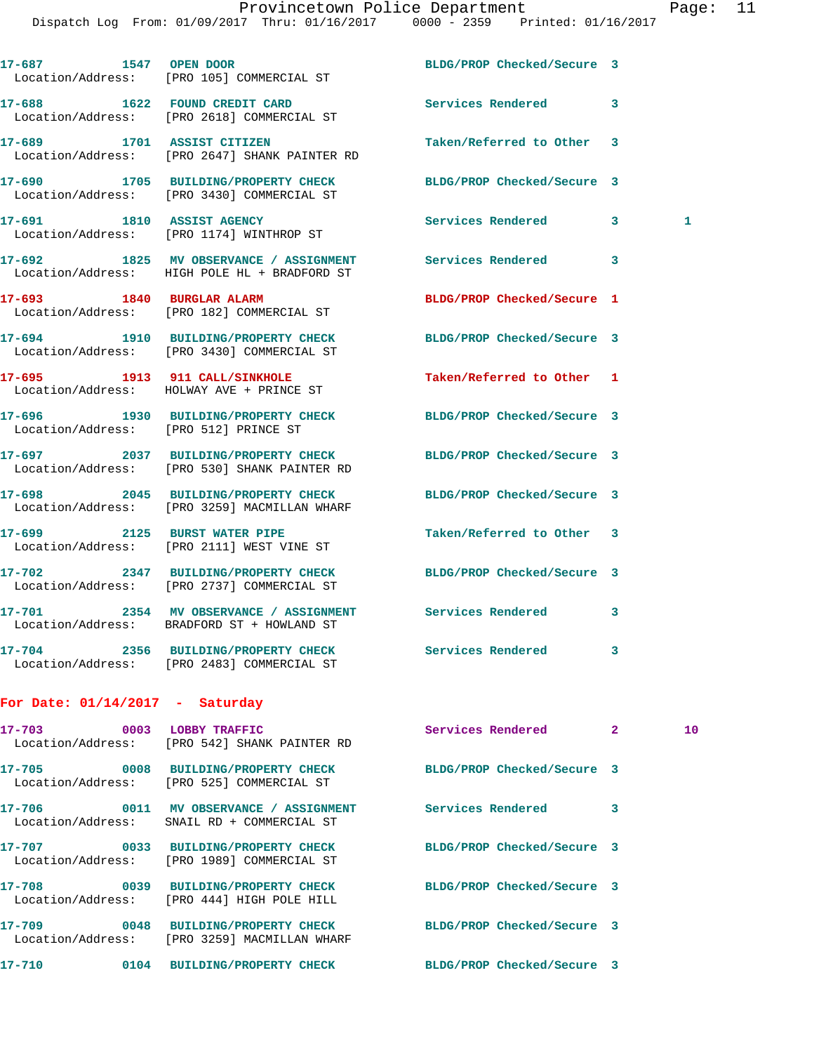17-687 1547 OPEN DOOR BLDG/PROP Checked/Secure 3
Location/Address: [PRO 105] COMMERCIAL ST

17-688 1622 FOUND CREDIT CARD Services Rendered 3
Location/Address: [PRO 2618] COMMERCIAL ST

17-689 1701 ASSIST CITIZEN Taken/Referred to Other 3
Location/Address: [PRO 2647] SHANK PAINTER RD

17-690 1705 BUILDING/PROPERTY CHECK BLDG/PROP Checked/Secure 3
Location/Address: [PRO 3430] COMMERCIAL ST

17-691 1810 ASSIST AGENCY Services Rendered 3 1
Location/Address: [PRO 1174] WINTHROP ST

17-692 1825 MV OBSERVANCE / ASSIGNMENT Services Rendered 3
Location/Address: HIGH POLE HL + BRADFORD ST

17-693 1840 BURGLAR ALARM BLDG/PROP Checked/Secure 1
Location/Address: [PRO 182] COMMERCIAL ST

17-694 1910 BUILDING/PROPERTY CHECK BLDG/PROP Checked/Secure 3
Location/Address: [PRO 3430] COMMERCIAL ST

17-695 1913 911 CALL/SINKHOLE Taken/Referred to Other 1
Location/Address: HOLWAY AVE + PRINCE ST

17-696 1930 BUILDING/PROPERTY CHECK BLDG/PROP Checked/Secure 3
Location/Address: [PRO 512] PRINCE ST

17-697 2037 BUILDING/PROPERTY CHECK BLDG/PROP Checked/Secure 3
Location/Address: [PRO 530] SHANK PAINTER RD

17-698 2045 BUILDING/PROPERTY CHECK BLDG/PROP Checked/Secure 3
Location/Address: [PRO 3259] MACMILLAN WHARF

17-699 2125 BURST WATER PIPE Taken/Referred to Other 3
Location/Address: [PRO 2111] WEST VINE ST

17-702 2347 BUILDING/PROPERTY CHECK BLDG/PROP Checked/Secure 3
Location/Address: [PRO 2737] COMMERCIAL ST

17-701 2354 MV OBSERVANCE / ASSIGNMENT Services Rendered 3
Location/Address: BRADFORD ST + HOWLAND ST

17-704 2356 BUILDING/PROPERTY CHECK Services Rendered 3
Location/Address: [PRO 2483] COMMERCIAL ST

## For Date: 01/14/2017 - Saturday

17-703 0003 LOBBY TRAFFIC Services Rendered 2 10
Location/Address: [PRO 542] SHANK PAINTER RD

17-705 0008 BUILDING/PROPERTY CHECK BLDG/PROP Checked/Secure 3
Location/Address: [PRO 525] COMMERCIAL ST

17-706 0011 MV OBSERVANCE / ASSIGNMENT Services Rendered 3
Location/Address: SNAIL RD + COMMERCIAL ST

17-707 0033 BUILDING/PROPERTY CHECK BLDG/PROP Checked/Secure 3
Location/Address: [PRO 1989] COMMERCIAL ST

17-708 0039 BUILDING/PROPERTY CHECK BLDG/PROP Checked/Secure 3
Location/Address: [PRO 444] HIGH POLE HILL

17-709 0048 BUILDING/PROPERTY CHECK BLDG/PROP Checked/Secure 3
Location/Address: [PRO 3259] MACMILLAN WHARF

17-710 0104 BUILDING/PROPERTY CHECK BLDG/PROP Checked/Secure 3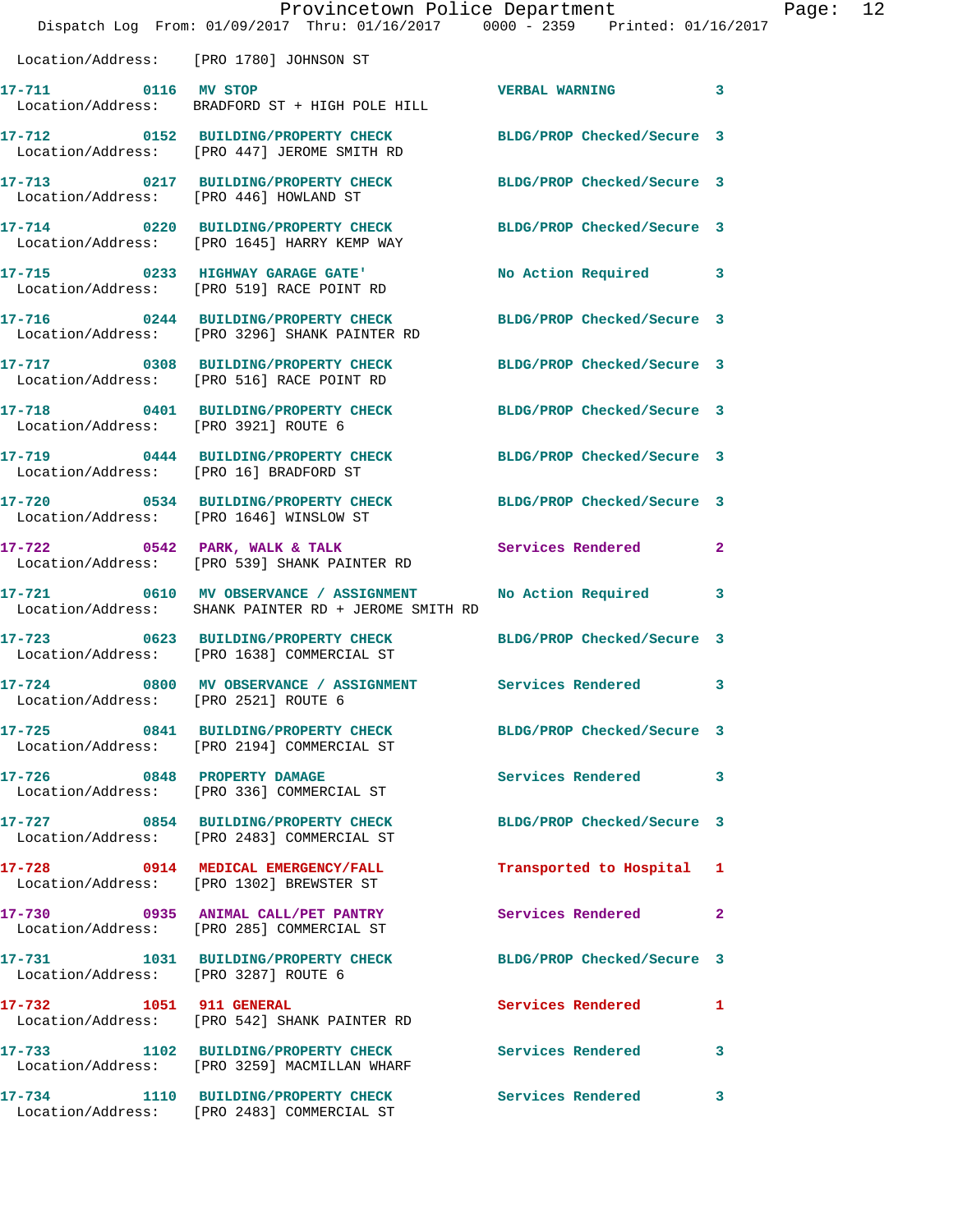Location/Address: [PRO 1780] JOHNSON ST

| Call # | Time | Call Type | Disposition | Priority |
|---|---|---|---|---|
| 17-711 | 0116 | MV STOP | VERBAL WARNING | 3 |
| | | Location/Address: BRADFORD ST + HIGH POLE HILL | | |
| 17-712 | 0152 | BUILDING/PROPERTY CHECK | BLDG/PROP Checked/Secure | 3 |
| | | Location/Address: [PRO 447] JEROME SMITH RD | | |
| 17-713 | 0217 | BUILDING/PROPERTY CHECK | BLDG/PROP Checked/Secure | 3 |
| | | Location/Address: [PRO 446] HOWLAND ST | | |
| 17-714 | 0220 | BUILDING/PROPERTY CHECK | BLDG/PROP Checked/Secure | 3 |
| | | Location/Address: [PRO 1645] HARRY KEMP WAY | | |
| 17-715 | 0233 | HIGHWAY GARAGE GATE' | No Action Required | 3 |
| | | Location/Address: [PRO 519] RACE POINT RD | | |
| 17-716 | 0244 | BUILDING/PROPERTY CHECK | BLDG/PROP Checked/Secure | 3 |
| | | Location/Address: [PRO 3296] SHANK PAINTER RD | | |
| 17-717 | 0308 | BUILDING/PROPERTY CHECK | BLDG/PROP Checked/Secure | 3 |
| | | Location/Address: [PRO 516] RACE POINT RD | | |
| 17-718 | 0401 | BUILDING/PROPERTY CHECK | BLDG/PROP Checked/Secure | 3 |
| | | Location/Address: [PRO 3921] ROUTE 6 | | |
| 17-719 | 0444 | BUILDING/PROPERTY CHECK | BLDG/PROP Checked/Secure | 3 |
| | | Location/Address: [PRO 16] BRADFORD ST | | |
| 17-720 | 0534 | BUILDING/PROPERTY CHECK | BLDG/PROP Checked/Secure | 3 |
| | | Location/Address: [PRO 1646] WINSLOW ST | | |
| 17-722 | 0542 | PARK, WALK & TALK | Services Rendered | 2 |
| | | Location/Address: [PRO 539] SHANK PAINTER RD | | |
| 17-721 | 0610 | MV OBSERVANCE / ASSIGNMENT | No Action Required | 3 |
| | | Location/Address: SHANK PAINTER RD + JEROME SMITH RD | | |
| 17-723 | 0623 | BUILDING/PROPERTY CHECK | BLDG/PROP Checked/Secure | 3 |
| | | Location/Address: [PRO 1638] COMMERCIAL ST | | |
| 17-724 | 0800 | MV OBSERVANCE / ASSIGNMENT | Services Rendered | 3 |
| | | Location/Address: [PRO 2521] ROUTE 6 | | |
| 17-725 | 0841 | BUILDING/PROPERTY CHECK | BLDG/PROP Checked/Secure | 3 |
| | | Location/Address: [PRO 2194] COMMERCIAL ST | | |
| 17-726 | 0848 | PROPERTY DAMAGE | Services Rendered | 3 |
| | | Location/Address: [PRO 336] COMMERCIAL ST | | |
| 17-727 | 0854 | BUILDING/PROPERTY CHECK | BLDG/PROP Checked/Secure | 3 |
| | | Location/Address: [PRO 2483] COMMERCIAL ST | | |
| 17-728 | 0914 | MEDICAL EMERGENCY/FALL | Transported to Hospital | 1 |
| | | Location/Address: [PRO 1302] BREWSTER ST | | |
| 17-730 | 0935 | ANIMAL CALL/PET PANTRY | Services Rendered | 2 |
| | | Location/Address: [PRO 285] COMMERCIAL ST | | |
| 17-731 | 1031 | BUILDING/PROPERTY CHECK | BLDG/PROP Checked/Secure | 3 |
| | | Location/Address: [PRO 3287] ROUTE 6 | | |
| 17-732 | 1051 | 911 GENERAL | Services Rendered | 1 |
| | | Location/Address: [PRO 542] SHANK PAINTER RD | | |
| 17-733 | 1102 | BUILDING/PROPERTY CHECK | Services Rendered | 3 |
| | | Location/Address: [PRO 3259] MACMILLAN WHARF | | |
| 17-734 | 1110 | BUILDING/PROPERTY CHECK | Services Rendered | 3 |
| | | Location/Address: [PRO 2483] COMMERCIAL ST | | |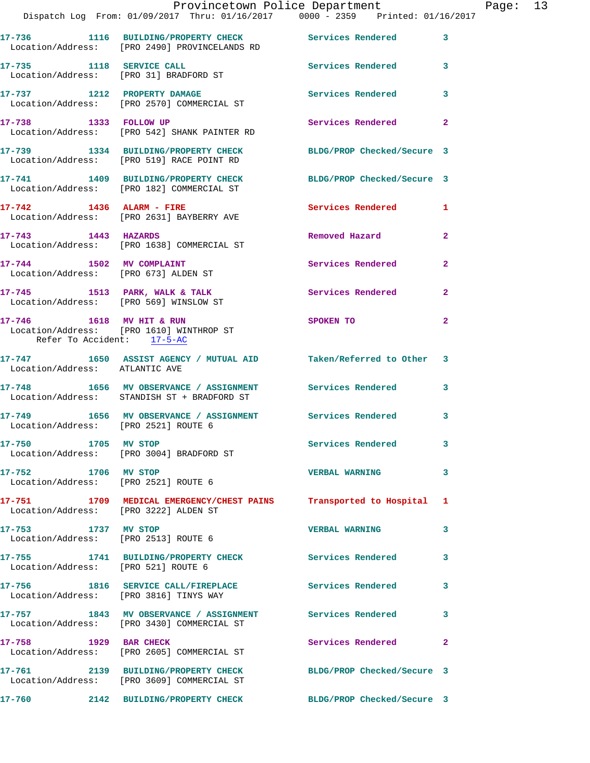17-736 1116 BUILDING/PROPERTY CHECK Services Rendered 3
Location/Address: [PRO 2490] PROVINCELANDS RD

17-735 1118 SERVICE CALL Services Rendered 3
Location/Address: [PRO 31] BRADFORD ST

17-737 1212 PROPERTY DAMAGE Services Rendered 3
Location/Address: [PRO 2570] COMMERCIAL ST

17-738 1333 FOLLOW UP Services Rendered 2
Location/Address: [PRO 542] SHANK PAINTER RD

17-739 1334 BUILDING/PROPERTY CHECK BLDG/PROP Checked/Secure 3
Location/Address: [PRO 519] RACE POINT RD

17-741 1409 BUILDING/PROPERTY CHECK BLDG/PROP Checked/Secure 3
Location/Address: [PRO 182] COMMERCIAL ST

17-742 1436 ALARM - FIRE Services Rendered 1
Location/Address: [PRO 2631] BAYBERRY AVE

17-743 1443 HAZARDS Removed Hazard 2
Location/Address: [PRO 1638] COMMERCIAL ST

17-744 1502 MV COMPLAINT Services Rendered 2
Location/Address: [PRO 673] ALDEN ST

17-745 1513 PARK, WALK & TALK Services Rendered 2
Location/Address: [PRO 569] WINSLOW ST

17-746 1618 MV HIT & RUN SPOKEN TO 2
Location/Address: [PRO 1610] WINTHROP ST
Refer To Accident: 17-5-AC

17-747 1650 ASSIST AGENCY / MUTUAL AID Taken/Referred to Other 3
Location/Address: ATLANTIC AVE

17-748 1656 MV OBSERVANCE / ASSIGNMENT Services Rendered 3
Location/Address: STANDISH ST + BRADFORD ST

17-749 1656 MV OBSERVANCE / ASSIGNMENT Services Rendered 3
Location/Address: [PRO 2521] ROUTE 6

17-750 1705 MV STOP Services Rendered 3
Location/Address: [PRO 3004] BRADFORD ST

17-752 1706 MV STOP VERBAL WARNING 3
Location/Address: [PRO 2521] ROUTE 6

17-751 1709 MEDICAL EMERGENCY/CHEST PAINS Transported to Hospital 1
Location/Address: [PRO 3222] ALDEN ST

17-753 1737 MV STOP VERBAL WARNING 3
Location/Address: [PRO 2513] ROUTE 6

17-755 1741 BUILDING/PROPERTY CHECK Services Rendered 3
Location/Address: [PRO 521] ROUTE 6

17-756 1816 SERVICE CALL/FIREPLACE Services Rendered 3
Location/Address: [PRO 3816] TINYS WAY

17-757 1843 MV OBSERVANCE / ASSIGNMENT Services Rendered 3
Location/Address: [PRO 3430] COMMERCIAL ST

17-758 1929 BAR CHECK Services Rendered 2
Location/Address: [PRO 2605] COMMERCIAL ST

17-761 2139 BUILDING/PROPERTY CHECK BLDG/PROP Checked/Secure 3
Location/Address: [PRO 3609] COMMERCIAL ST

17-760 2142 BUILDING/PROPERTY CHECK BLDG/PROP Checked/Secure 3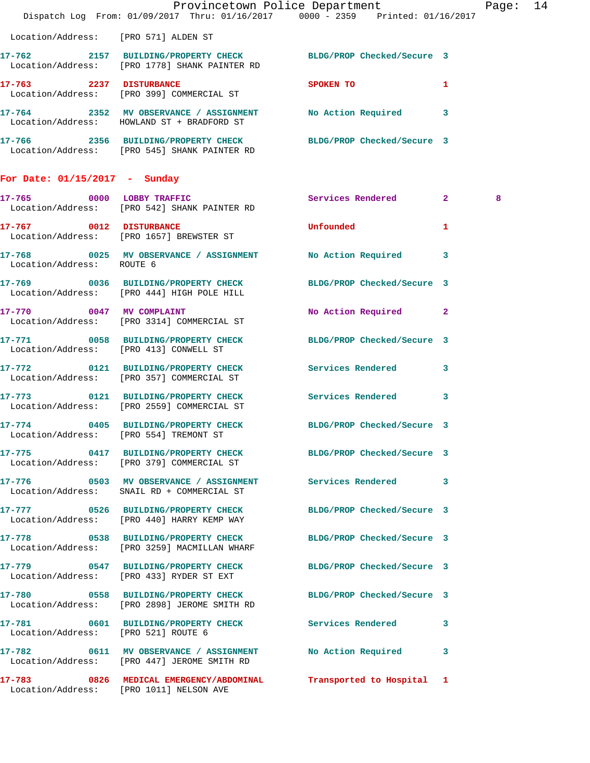Location/Address: [PRO 571] ALDEN ST

**17-762** 2157 **BUILDING/PROPERTY CHECK** BLDG/PROP Checked/Secure 3
Location/Address: [PRO 1778] SHANK PAINTER RD

**17-763** 2237 **DISTURBANCE** SPOKEN TO 1
Location/Address: [PRO 399] COMMERCIAL ST

**17-764** 2352 **MV OBSERVANCE / ASSIGNMENT** No Action Required 3
Location/Address: HOWLAND ST + BRADFORD ST

**17-766** 2356 **BUILDING/PROPERTY CHECK** BLDG/PROP Checked/Secure 3
Location/Address: [PRO 545] SHANK PAINTER RD

## For Date: 01/15/2017 - Sunday

**17-765** 0000 **LOBBY TRAFFIC** Services Rendered 2 8
Location/Address: [PRO 542] SHANK PAINTER RD

**17-767** 0012 **DISTURBANCE** Unfounded 1
Location/Address: [PRO 1657] BREWSTER ST

**17-768** 0025 **MV OBSERVANCE / ASSIGNMENT** No Action Required 3
Location/Address: ROUTE 6

**17-769** 0036 **BUILDING/PROPERTY CHECK** BLDG/PROP Checked/Secure 3
Location/Address: [PRO 444] HIGH POLE HILL

**17-770** 0047 **MV COMPLAINT** No Action Required 2
Location/Address: [PRO 3314] COMMERCIAL ST

**17-771** 0058 **BUILDING/PROPERTY CHECK** BLDG/PROP Checked/Secure 3
Location/Address: [PRO 413] CONWELL ST

**17-772** 0121 **BUILDING/PROPERTY CHECK** Services Rendered 3
Location/Address: [PRO 357] COMMERCIAL ST

**17-773** 0121 **BUILDING/PROPERTY CHECK** Services Rendered 3
Location/Address: [PRO 2559] COMMERCIAL ST

**17-774** 0405 **BUILDING/PROPERTY CHECK** BLDG/PROP Checked/Secure 3
Location/Address: [PRO 554] TREMONT ST

**17-775** 0417 **BUILDING/PROPERTY CHECK** BLDG/PROP Checked/Secure 3
Location/Address: [PRO 379] COMMERCIAL ST

**17-776** 0503 **MV OBSERVANCE / ASSIGNMENT** Services Rendered 3
Location/Address: SNAIL RD + COMMERCIAL ST

**17-777** 0526 **BUILDING/PROPERTY CHECK** BLDG/PROP Checked/Secure 3
Location/Address: [PRO 440] HARRY KEMP WAY

**17-778** 0538 **BUILDING/PROPERTY CHECK** BLDG/PROP Checked/Secure 3
Location/Address: [PRO 3259] MACMILLAN WHARF

**17-779** 0547 **BUILDING/PROPERTY CHECK** BLDG/PROP Checked/Secure 3
Location/Address: [PRO 433] RYDER ST EXT

**17-780** 0558 **BUILDING/PROPERTY CHECK** BLDG/PROP Checked/Secure 3
Location/Address: [PRO 2898] JEROME SMITH RD

**17-781** 0601 **BUILDING/PROPERTY CHECK** Services Rendered 3
Location/Address: [PRO 521] ROUTE 6

**17-782** 0611 **MV OBSERVANCE / ASSIGNMENT** No Action Required 3
Location/Address: [PRO 447] JEROME SMITH RD

**17-783** 0826 **MEDICAL EMERGENCY/ABDOMINAL** Transported to Hospital 1
Location/Address: [PRO 1011] NELSON AVE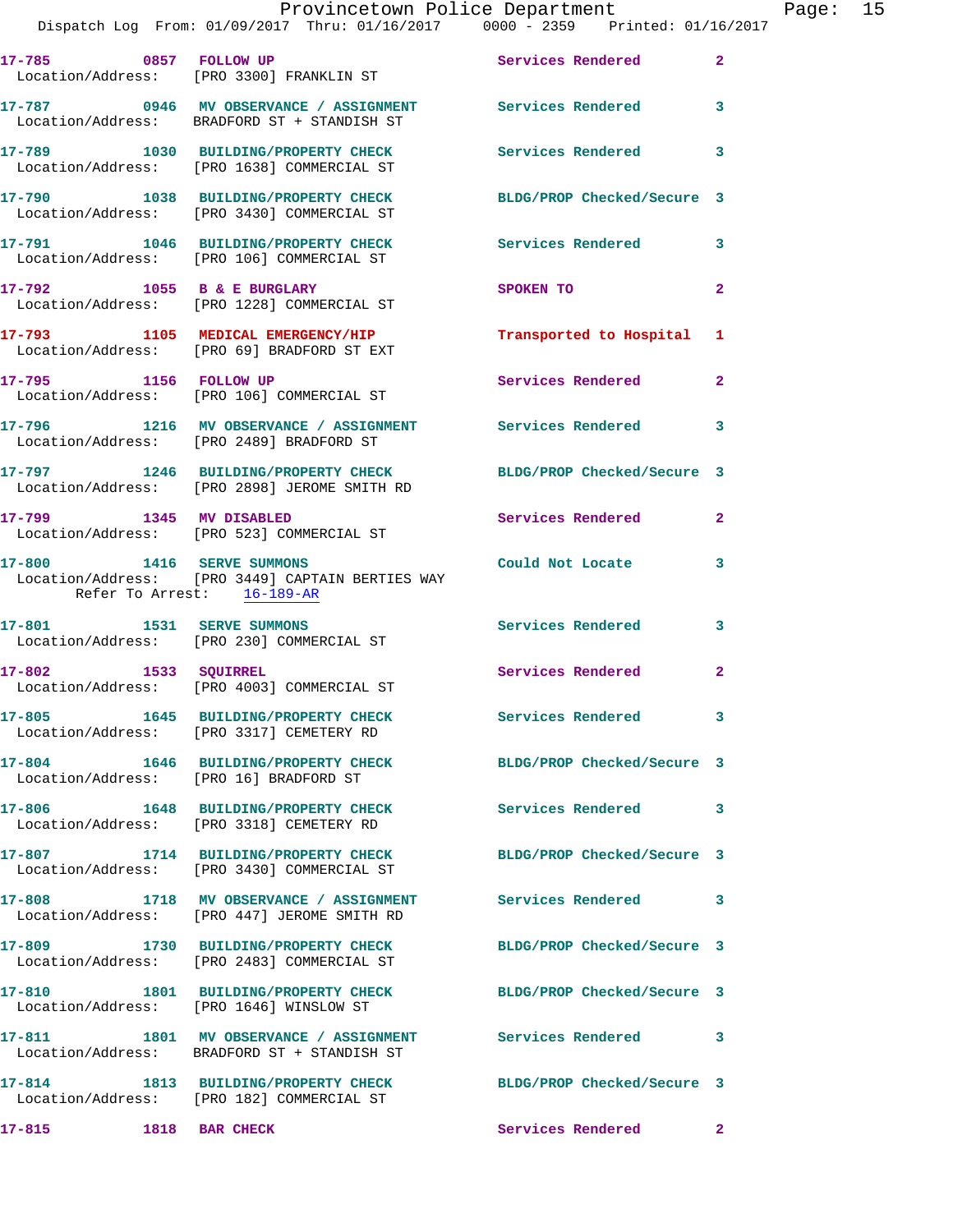17-785 0857 FOLLOW UP Services Rendered 2
Location/Address: [PRO 3300] FRANKLIN ST

17-787 0946 MV OBSERVANCE / ASSIGNMENT Services Rendered 3
Location/Address: BRADFORD ST + STANDISH ST

17-789 1030 BUILDING/PROPERTY CHECK Services Rendered 3
Location/Address: [PRO 1638] COMMERCIAL ST

17-790 1038 BUILDING/PROPERTY CHECK BLDG/PROP Checked/Secure 3
Location/Address: [PRO 3430] COMMERCIAL ST

17-791 1046 BUILDING/PROPERTY CHECK Services Rendered 3
Location/Address: [PRO 106] COMMERCIAL ST

17-792 1055 B & E BURGLARY SPOKEN TO 2
Location/Address: [PRO 1228] COMMERCIAL ST

17-793 1105 MEDICAL EMERGENCY/HIP Transported to Hospital 1
Location/Address: [PRO 69] BRADFORD ST EXT

17-795 1156 FOLLOW UP Services Rendered 2
Location/Address: [PRO 106] COMMERCIAL ST

17-796 1216 MV OBSERVANCE / ASSIGNMENT Services Rendered 3
Location/Address: [PRO 2489] BRADFORD ST

17-797 1246 BUILDING/PROPERTY CHECK BLDG/PROP Checked/Secure 3
Location/Address: [PRO 2898] JEROME SMITH RD

17-799 1345 MV DISABLED Services Rendered 2
Location/Address: [PRO 523] COMMERCIAL ST

17-800 1416 SERVE SUMMONS Could Not Locate 3
Location/Address: [PRO 3449] CAPTAIN BERTIES WAY
Refer To Arrest: 16-189-AR

17-801 1531 SERVE SUMMONS Services Rendered 3
Location/Address: [PRO 230] COMMERCIAL ST

17-802 1533 SQUIRREL Services Rendered 2
Location/Address: [PRO 4003] COMMERCIAL ST

17-805 1645 BUILDING/PROPERTY CHECK Services Rendered 3
Location/Address: [PRO 3317] CEMETERY RD

17-804 1646 BUILDING/PROPERTY CHECK BLDG/PROP Checked/Secure 3
Location/Address: [PRO 16] BRADFORD ST

17-806 1648 BUILDING/PROPERTY CHECK Services Rendered 3
Location/Address: [PRO 3318] CEMETERY RD

17-807 1714 BUILDING/PROPERTY CHECK BLDG/PROP Checked/Secure 3
Location/Address: [PRO 3430] COMMERCIAL ST

17-808 1718 MV OBSERVANCE / ASSIGNMENT Services Rendered 3
Location/Address: [PRO 447] JEROME SMITH RD

17-809 1730 BUILDING/PROPERTY CHECK BLDG/PROP Checked/Secure 3
Location/Address: [PRO 2483] COMMERCIAL ST

17-810 1801 BUILDING/PROPERTY CHECK BLDG/PROP Checked/Secure 3
Location/Address: [PRO 1646] WINSLOW ST

17-811 1801 MV OBSERVANCE / ASSIGNMENT Services Rendered 3
Location/Address: BRADFORD ST + STANDISH ST

17-814 1813 BUILDING/PROPERTY CHECK BLDG/PROP Checked/Secure 3
Location/Address: [PRO 182] COMMERCIAL ST

17-815 1818 BAR CHECK Services Rendered 2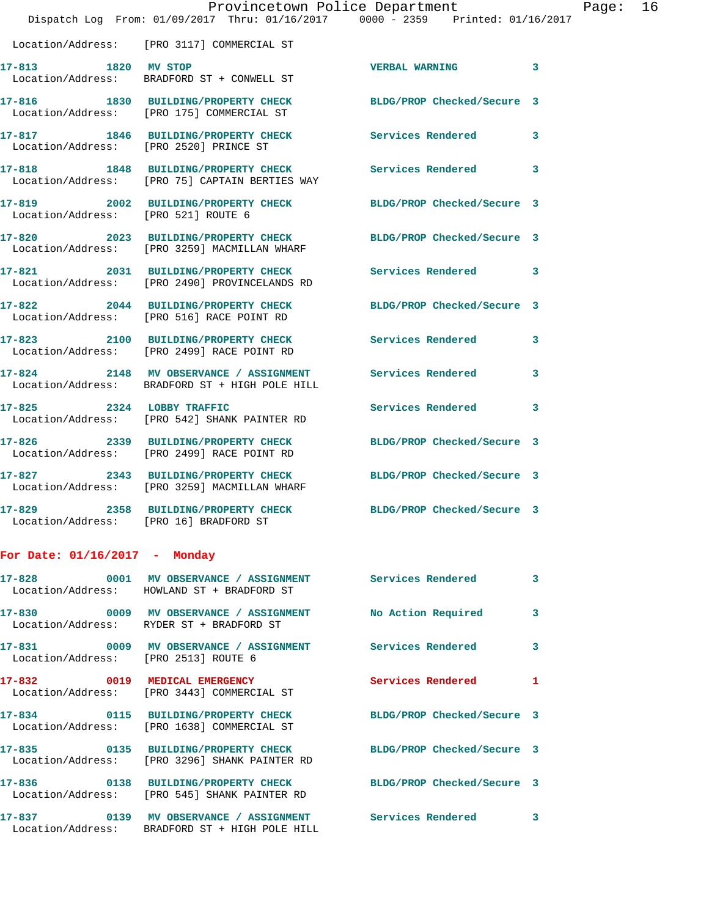Location/Address: [PRO 3117] COMMERCIAL ST

**17-813 1820 MV STOP** VERBAL WARNING 3
Location/Address: BRADFORD ST + CONWELL ST

**17-816 1830 BUILDING/PROPERTY CHECK** BLDG/PROP Checked/Secure 3
Location/Address: [PRO 175] COMMERCIAL ST

**17-817 1846 BUILDING/PROPERTY CHECK** Services Rendered 3
Location/Address: [PRO 2520] PRINCE ST

**17-818 1848 BUILDING/PROPERTY CHECK** Services Rendered 3
Location/Address: [PRO 75] CAPTAIN BERTIES WAY

**17-819 2002 BUILDING/PROPERTY CHECK** BLDG/PROP Checked/Secure 3
Location/Address: [PRO 521] ROUTE 6

**17-820 2023 BUILDING/PROPERTY CHECK** BLDG/PROP Checked/Secure 3
Location/Address: [PRO 3259] MACMILLAN WHARF

**17-821 2031 BUILDING/PROPERTY CHECK** Services Rendered 3
Location/Address: [PRO 2490] PROVINCELANDS RD

**17-822 2044 BUILDING/PROPERTY CHECK** BLDG/PROP Checked/Secure 3
Location/Address: [PRO 516] RACE POINT RD

**17-823 2100 BUILDING/PROPERTY CHECK** Services Rendered 3
Location/Address: [PRO 2499] RACE POINT RD

**17-824 2148 MV OBSERVANCE / ASSIGNMENT** Services Rendered 3
Location/Address: BRADFORD ST + HIGH POLE HILL

**17-825 2324 LOBBY TRAFFIC** Services Rendered 3
Location/Address: [PRO 542] SHANK PAINTER RD

**17-826 2339 BUILDING/PROPERTY CHECK** BLDG/PROP Checked/Secure 3
Location/Address: [PRO 2499] RACE POINT RD

**17-827 2343 BUILDING/PROPERTY CHECK** BLDG/PROP Checked/Secure 3
Location/Address: [PRO 3259] MACMILLAN WHARF

**17-829 2358 BUILDING/PROPERTY CHECK** BLDG/PROP Checked/Secure 3
Location/Address: [PRO 16] BRADFORD ST

## For Date: 01/16/2017 - Monday

**17-828 0001 MV OBSERVANCE / ASSIGNMENT** Services Rendered 3
Location/Address: HOWLAND ST + BRADFORD ST

**17-830 0009 MV OBSERVANCE / ASSIGNMENT** No Action Required 3
Location/Address: RYDER ST + BRADFORD ST

**17-831 0009 MV OBSERVANCE / ASSIGNMENT** Services Rendered 3
Location/Address: [PRO 2513] ROUTE 6

**17-832 0019 MEDICAL EMERGENCY** Services Rendered 1
Location/Address: [PRO 3443] COMMERCIAL ST

**17-834 0115 BUILDING/PROPERTY CHECK** BLDG/PROP Checked/Secure 3
Location/Address: [PRO 1638] COMMERCIAL ST

**17-835 0135 BUILDING/PROPERTY CHECK** BLDG/PROP Checked/Secure 3
Location/Address: [PRO 3296] SHANK PAINTER RD

**17-836 0138 BUILDING/PROPERTY CHECK** BLDG/PROP Checked/Secure 3
Location/Address: [PRO 545] SHANK PAINTER RD

**17-837 0139 MV OBSERVANCE / ASSIGNMENT** Services Rendered 3
Location/Address: BRADFORD ST + HIGH POLE HILL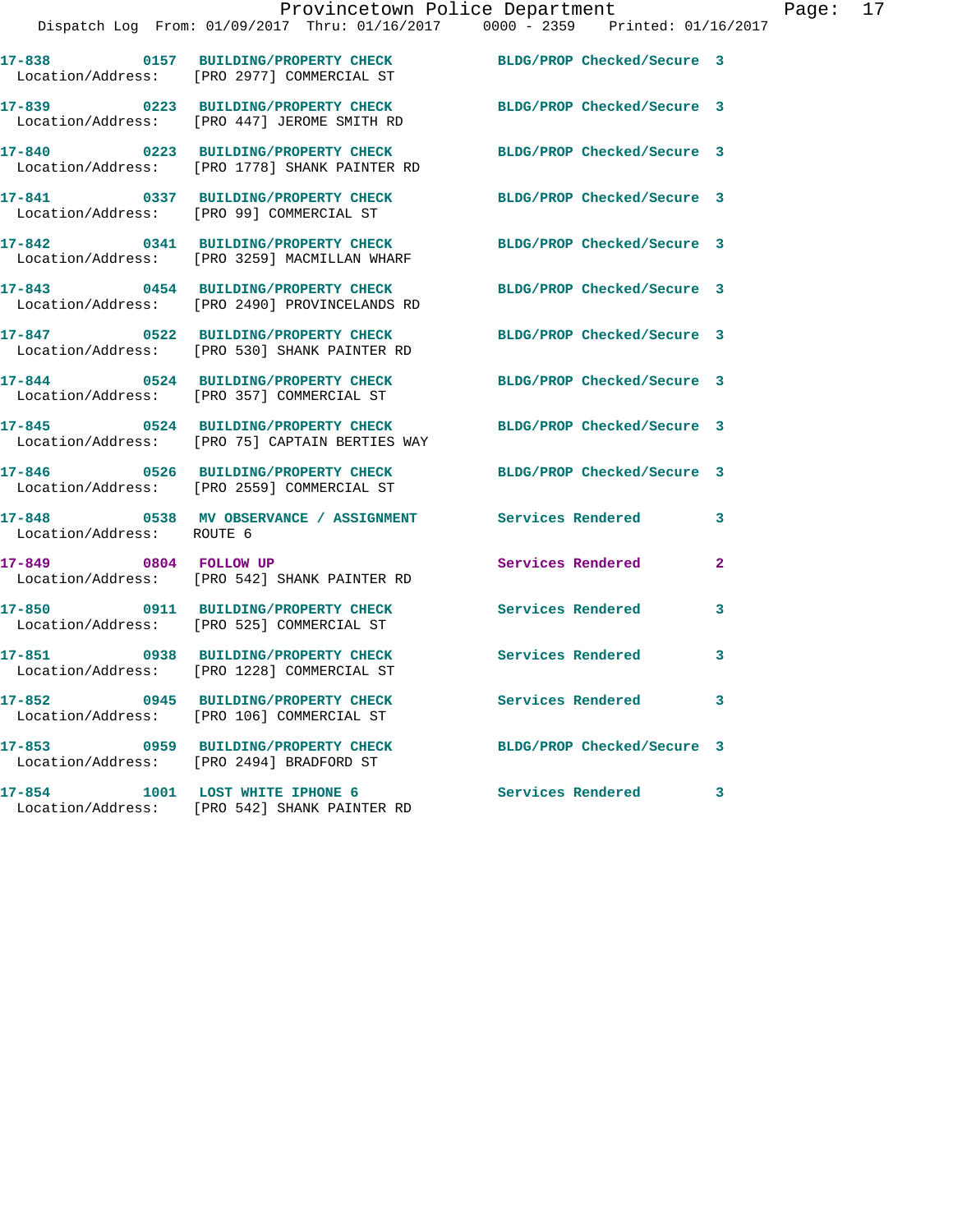17-838 0157 BUILDING/PROPERTY CHECK BLDG/PROP Checked/Secure 3
Location/Address: [PRO 2977] COMMERCIAL ST

17-839 0223 BUILDING/PROPERTY CHECK BLDG/PROP Checked/Secure 3
Location/Address: [PRO 447] JEROME SMITH RD

17-840 0223 BUILDING/PROPERTY CHECK BLDG/PROP Checked/Secure 3
Location/Address: [PRO 1778] SHANK PAINTER RD

17-841 0337 BUILDING/PROPERTY CHECK BLDG/PROP Checked/Secure 3
Location/Address: [PRO 99] COMMERCIAL ST

17-842 0341 BUILDING/PROPERTY CHECK BLDG/PROP Checked/Secure 3
Location/Address: [PRO 3259] MACMILLAN WHARF

17-843 0454 BUILDING/PROPERTY CHECK BLDG/PROP Checked/Secure 3
Location/Address: [PRO 2490] PROVINCELANDS RD

17-847 0522 BUILDING/PROPERTY CHECK BLDG/PROP Checked/Secure 3
Location/Address: [PRO 530] SHANK PAINTER RD

17-844 0524 BUILDING/PROPERTY CHECK BLDG/PROP Checked/Secure 3
Location/Address: [PRO 357] COMMERCIAL ST

17-845 0524 BUILDING/PROPERTY CHECK BLDG/PROP Checked/Secure 3
Location/Address: [PRO 75] CAPTAIN BERTIES WAY

17-846 0526 BUILDING/PROPERTY CHECK BLDG/PROP Checked/Secure 3
Location/Address: [PRO 2559] COMMERCIAL ST

17-848 0538 MV OBSERVANCE / ASSIGNMENT Services Rendered 3
Location/Address: ROUTE 6

17-849 0804 FOLLOW UP Services Rendered 2
Location/Address: [PRO 542] SHANK PAINTER RD

17-850 0911 BUILDING/PROPERTY CHECK Services Rendered 3
Location/Address: [PRO 525] COMMERCIAL ST

17-851 0938 BUILDING/PROPERTY CHECK Services Rendered 3
Location/Address: [PRO 1228] COMMERCIAL ST

17-852 0945 BUILDING/PROPERTY CHECK Services Rendered 3
Location/Address: [PRO 106] COMMERCIAL ST

17-853 0959 BUILDING/PROPERTY CHECK BLDG/PROP Checked/Secure 3
Location/Address: [PRO 2494] BRADFORD ST

17-854 1001 LOST WHITE IPHONE 6 Services Rendered 3
Location/Address: [PRO 542] SHANK PAINTER RD